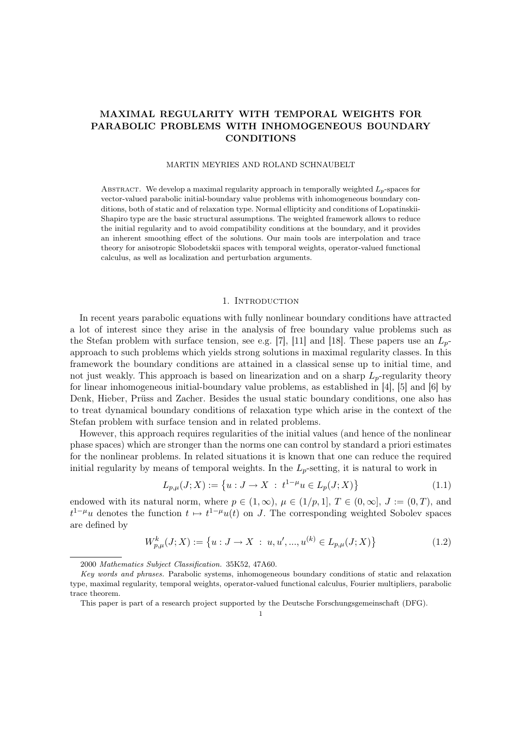# MAXIMAL REGULARITY WITH TEMPORAL WEIGHTS FOR PARABOLIC PROBLEMS WITH INHOMOGENEOUS BOUNDARY CONDITIONS

MARTIN MEYRIES AND ROLAND SCHNAUBELT

Abstract. We develop a maximal regularity approach in temporally weighted $L_p$-spaces for vector-valued parabolic initial-boundary value problems with inhomogeneous boundary conditions, both of static and of relaxation type. Normal ellipticity and conditions of Lopatinskii-Shapiro type are the basic structural assumptions. The weighted framework allows to reduce the initial regularity and to avoid compatibility conditions at the boundary, and it provides an inherent smoothing effect of the solutions. Our main tools are interpolation and trace theory for anisotropic Slobodetskii spaces with temporal weights, operator-valued functional calculus, as well as localization and perturbation arguments.

## 1. Introduction

In recent years parabolic equations with fully nonlinear boundary conditions have attracted a lot of interest since they arise in the analysis of free boundary value problems such as the Stefan problem with surface tension, see e.g. [7], [11] and [18]. These papers use an $L_p$-approach to such problems which yields strong solutions in maximal regularity classes. In this framework the boundary conditions are attained in a classical sense up to initial time, and not just weakly. This approach is based on linearization and on a sharp $L_p$-regularity theory for linear inhomogeneous initial-boundary value problems, as established in [4], [5] and [6] by Denk, Hieber, Prüss and Zacher. Besides the usual static boundary conditions, one also has to treat dynamical boundary conditions of relaxation type which arise in the context of the Stefan problem with surface tension and in related problems.

However, this approach requires regularities of the initial values (and hence of the nonlinear phase spaces) which are stronger than the norms one can control by standard a priori estimates for the nonlinear problems. In related situations it is known that one can reduce the required initial regularity by means of temporal weights. In the $L_p$-setting, it is natural to work in

$$L_{p,\mu}(J;X) := \{u : J \to X \ : \ t^{1-\mu}u \in L_p(J;X)\} \tag{1.1}$$

endowed with its natural norm, where $p \in (1,\infty)$, $\mu \in (1/p, 1]$, $T \in (0,\infty]$, $J := (0,T)$, and $t^{1-\mu}u$ denotes the function $t \mapsto t^{1-\mu}u(t)$ on $J$. The corresponding weighted Sobolev spaces are defined by

$$W^k_{p,\mu}(J;X) := \{u : J \to X \ : \ u, u', ..., u^{(k)} \in L_{p,\mu}(J;X)\} \tag{1.2}$$

---

2000 *Mathematics Subject Classification.* 35K52, 47A60.

*Key words and phrases.* Parabolic systems, inhomogeneous boundary conditions of static and relaxation type, maximal regularity, temporal weights, operator-valued functional calculus, Fourier multipliers, parabolic trace theorem.

This paper is part of a research project supported by the Deutsche Forschungsgemeinschaft (DFG).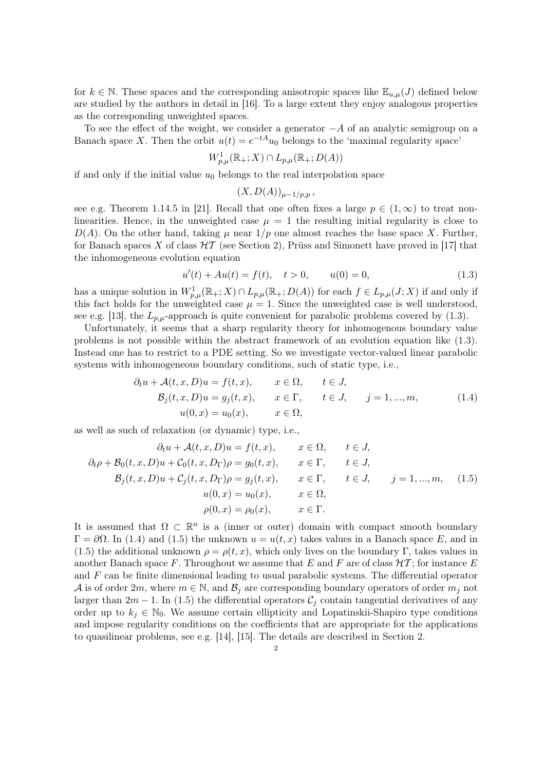for $k \in \mathbb{N}$. These spaces and the corresponding anisotropic spaces like $\mathbb{E}_{u,\mu}(J)$ defined below are studied by the authors in detail in [16]. To a large extent they enjoy analogous properties as the corresponding unweighted spaces.

To see the effect of the weight, we consider a generator $-A$ of an analytic semigroup on a Banach space $X$. Then the orbit $u(t) = e^{-tA}u_0$ belongs to the 'maximal regularity space'

$$W^1_{p,\mu}(\mathbb{R}_+; X) \cap L_{p,\mu}(\mathbb{R}_+; D(A))$$

if and only if the initial value $u_0$ belongs to the real interpolation space

$$(X, D(A))_{\mu-1/p,p}\,,$$

see e.g. Theorem 1.14.5 in [21]. Recall that one often fixes a large $p \in (1,\infty)$ to treat nonlinearities. Hence, in the unweighted case $\mu = 1$ the resulting initial regularity is close to $D(A)$. On the other hand, taking $\mu$ near $1/p$ one almost reaches the base space $X$. Further, for Banach spaces $X$ of class $\mathcal{HT}$ (see Section 2), Prüss and Simonett have proved in [17] that the inhomogeneous evolution equation

$$u'(t) + Au(t) = f(t), \quad t > 0, \qquad u(0) = 0, \tag{1.3}$$

has a unique solution in $W^1_{p,\mu}(\mathbb{R}_+; X) \cap L_{p,\mu}(\mathbb{R}_+; D(A))$ for each $f \in L_{p,\mu}(J; X)$ if and only if this fact holds for the unweighted case $\mu = 1$. Since the unweighted case is well understood, see e.g. [13], the $L_{p,\mu}$-approach is quite convenient for parabolic problems covered by (1.3).

Unfortunately, it seems that a sharp regularity theory for inhomogenous boundary value problems is not possible within the abstract framework of an evolution equation like (1.3). Instead one has to restrict to a PDE setting. So we investigate vector-valued linear parabolic systems with inhomogeneous boundary conditions, such of static type, i.e.,

$$\begin{aligned}
\partial_t u + \mathcal{A}(t,x,D)u &= f(t,x), \qquad x \in \Omega, \qquad t \in J,\\
\mathcal{B}_j(t,x,D)u &= g_j(t,x), \qquad x \in \Gamma, \qquad t \in J, \qquad j = 1,...,m,\\
u(0,x) &= u_0(x), \qquad x \in \Omega,
\end{aligned} \tag{1.4}$$

as well as such of relaxation (or dynamic) type, i.e.,

$$\begin{aligned}
\partial_t u + \mathcal{A}(t,x,D)u &= f(t,x), \qquad x \in \Omega, \qquad t \in J,\\
\partial_t \rho + \mathcal{B}_0(t,x,D)u + \mathcal{C}_0(t,x,D_\Gamma)\rho &= g_0(t,x), \qquad x \in \Gamma, \qquad t \in J,\\
\mathcal{B}_j(t,x,D)u + \mathcal{C}_j(t,x,D_\Gamma)\rho &= g_j(t,x), \qquad x \in \Gamma, \qquad t \in J, \qquad j = 1,...,m,\\
u(0,x) &= u_0(x), \qquad x \in \Omega,\\
\rho(0,x) &= \rho_0(x), \qquad x \in \Gamma.
\end{aligned} \tag{1.5}$$

It is assumed that $\Omega \subset \mathbb{R}^n$ is a (inner or outer) domain with compact smooth boundary $\Gamma = \partial\Omega$. In (1.4) and (1.5) the unknown $u = u(t,x)$ takes values in a Banach space $E$, and in (1.5) the additional unknown $\rho = \rho(t,x)$, which only lives on the boundary $\Gamma$, takes values in another Banach space $F$. Throughout we assume that $E$ and $F$ are of class $\mathcal{HT}$; for instance $E$ and $F$ can be finite dimensional leading to usual parabolic systems. The differential operator $\mathcal{A}$ is of order $2m$, where $m \in \mathbb{N}$, and $\mathcal{B}_j$ are corresponding boundary operators of order $m_j$ not larger than $2m-1$. In (1.5) the differential operators $\mathcal{C}_j$ contain tangential derivatives of any order up to $k_j \in \mathbb{N}_0$. We assume certain ellipticity and Lopatinskii-Shapiro type conditions and impose regularity conditions on the coefficients that are appropriate for the applications to quasilinear problems, see e.g. [14], [15]. The details are described in Section 2.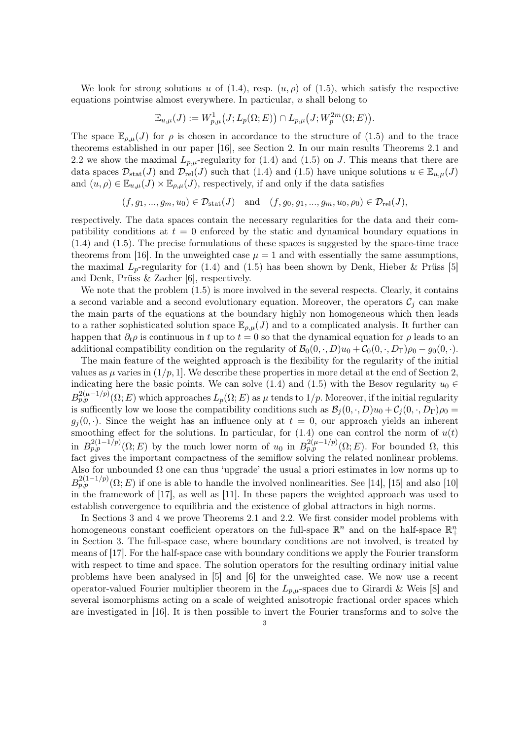We look for strong solutions $u$ of (1.4), resp. $(u,\rho)$ of (1.5), which satisfy the respective equations pointwise almost everywhere. In particular, $u$ shall belong to

$$\mathbb{E}_{u,\mu}(J) := W^1_{p,\mu}\big(J; L_p(\Omega;E)\big) \cap L_{p,\mu}\big(J; W^{2m}_p(\Omega;E)\big).$$

The space $\mathbb{E}_{\rho,\mu}(J)$ for $\rho$ is chosen in accordance to the structure of (1.5) and to the trace theorems established in our paper [16], see Section 2. In our main results Theorems 2.1 and 2.2 we show the maximal $L_{p,\mu}$-regularity for (1.4) and (1.5) on $J$. This means that there are data spaces $\mathcal{D}_{\mathrm{stat}}(J)$ and $\mathcal{D}_{\mathrm{rel}}(J)$ such that (1.4) and (1.5) have unique solutions $u \in \mathbb{E}_{u,\mu}(J)$ and $(u,\rho) \in \mathbb{E}_{u,\mu}(J) \times \mathbb{E}_{\rho,\mu}(J)$, respectively, if and only if the data satisfies

$$(f, g_1, ..., g_m, u_0) \in \mathcal{D}_{\mathrm{stat}}(J) \quad \text{and} \quad (f, g_0, g_1, ..., g_m, u_0, \rho_0) \in \mathcal{D}_{\mathrm{rel}}(J),$$

respectively. The data spaces contain the necessary regularities for the data and their compatibility conditions at $t = 0$ enforced by the static and dynamical boundary equations in (1.4) and (1.5). The precise formulations of these spaces is suggested by the space-time trace theorems from [16]. In the unweighted case $\mu = 1$ and with essentially the same assumptions, the maximal $L_p$-regularity for (1.4) and (1.5) has been shown by Denk, Hieber & Prüss [5] and Denk, Prüss & Zacher [6], respectively.

We note that the problem (1.5) is more involved in the several respects. Clearly, it contains a second variable and a second evolutionary equation. Moreover, the operators $\mathcal{C}_j$ can make the main parts of the equations at the boundary highly non homogeneous which then leads to a rather sophisticated solution space $\mathbb{E}_{\rho,\mu}(J)$ and to a complicated analysis. It further can happen that $\partial_t \rho$ is continuous in $t$ up to $t = 0$ so that the dynamical equation for $\rho$ leads to an additional compatibility condition on the regularity of $\mathcal{B}_0(0,\cdot,D)u_0 + \mathcal{C}_0(0,\cdot,D_\Gamma)\rho_0 - g_0(0,\cdot)$.

The main feature of the weighted approach is the flexibility for the regularity of the initial values as $\mu$ varies in $(1/p, 1]$. We describe these properties in more detail at the end of Section 2, indicating here the basic points. We can solve (1.4) and (1.5) with the Besov regularity $u_0 \in B^{2(\mu-1/p)}_{p,p}(\Omega;E)$ which approaches $L_p(\Omega;E)$ as $\mu$ tends to $1/p$. Moreover, if the initial regularity is sufficently low we loose the compatibility conditions such as $\mathcal{B}_j(0,\cdot,D)u_0 + \mathcal{C}_j(0,\cdot,D_\Gamma)\rho_0 = g_j(0,\cdot)$. Since the weight has an influence only at $t = 0$, our approach yields an inherent smoothing effect for the solutions. In particular, for (1.4) one can control the norm of $u(t)$ in $B^{2(1-1/p)}_{p,p}(\Omega;E)$ by the much lower norm of $u_0$ in $B^{2(\mu-1/p)}_{p,p}(\Omega;E)$. For bounded $\Omega$, this fact gives the important compactness of the semiflow solving the related nonlinear problems. Also for unbounded $\Omega$ one can thus 'upgrade' the usual a priori estimates in low norms up to $B^{2(1-1/p)}_{p,p}(\Omega;E)$ if one is able to handle the involved nonlinearities. See [14], [15] and also [10] in the framework of [17], as well as [11]. In these papers the weighted approach was used to establish convergence to equilibria and the existence of global attractors in high norms.

In Sections 3 and 4 we prove Theorems 2.1 and 2.2. We first consider model problems with homogeneous constant coefficient operators on the full-space $\mathbb{R}^n$ and on the half-space $\mathbb{R}^n_+$ in Section 3. The full-space case, where boundary conditions are not involved, is treated by means of [17]. For the half-space case with boundary conditions we apply the Fourier transform with respect to time and space. The solution operators for the resulting ordinary initial value problems have been analysed in [5] and [6] for the unweighted case. We now use a recent operator-valued Fourier multiplier theorem in the $L_{p,\mu}$-spaces due to Girardi & Weis [8] and several isomorphisms acting on a scale of weighted anisotropic fractional order spaces which are investigated in [16]. It is then possible to invert the Fourier transforms and to solve the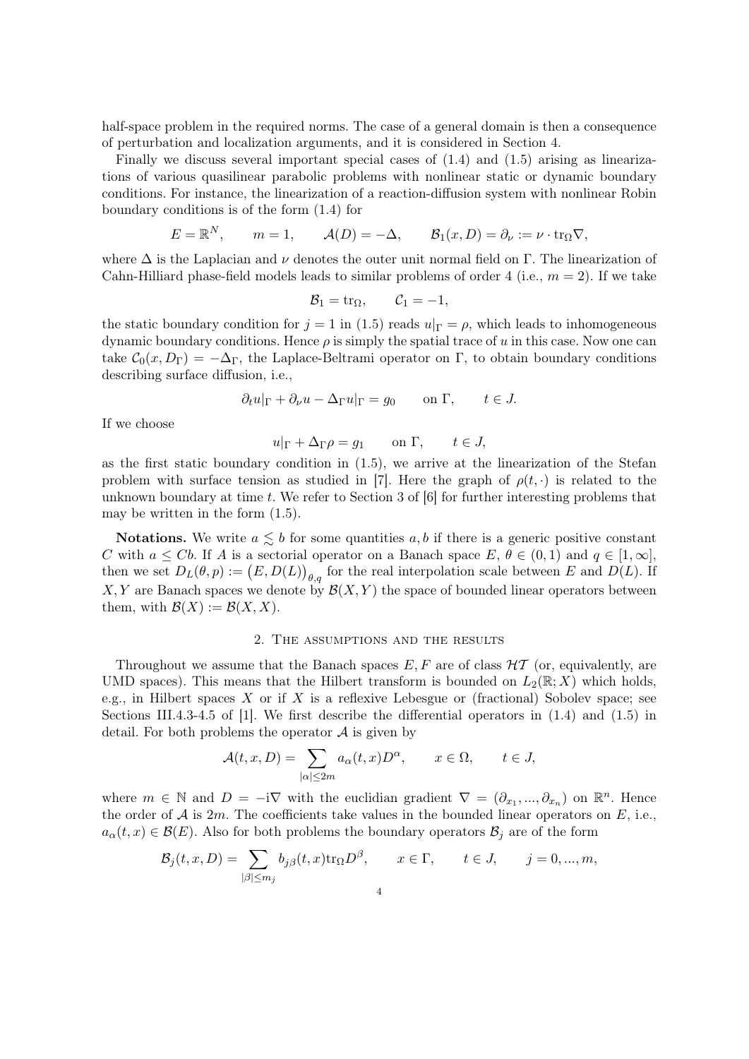half-space problem in the required norms. The case of a general domain is then a consequence of perturbation and localization arguments, and it is considered in Section 4.

Finally we discuss several important special cases of (1.4) and (1.5) arising as linearizations of various quasilinear parabolic problems with nonlinear static or dynamic boundary conditions. For instance, the linearization of a reaction-diffusion system with nonlinear Robin boundary conditions is of the form (1.4) for

$$E = \mathbb{R}^N, \qquad m = 1, \qquad \mathcal{A}(D) = -\Delta, \qquad \mathcal{B}_1(x, D) = \partial_\nu := \nu \cdot \mathrm{tr}_\Omega \nabla,$$

where $\Delta$ is the Laplacian and $\nu$ denotes the outer unit normal field on $\Gamma$. The linearization of Cahn-Hilliard phase-field models leads to similar problems of order 4 (i.e., $m = 2$). If we take

$$\mathcal{B}_1 = \mathrm{tr}_\Omega, \qquad \mathcal{C}_1 = -1,$$

the static boundary condition for $j = 1$ in (1.5) reads $u|_\Gamma = \rho$, which leads to inhomogeneous dynamic boundary conditions. Hence $\rho$ is simply the spatial trace of $u$ in this case. Now one can take $\mathcal{C}_0(x, D_\Gamma) = -\Delta_\Gamma$, the Laplace-Beltrami operator on $\Gamma$, to obtain boundary conditions describing surface diffusion, i.e.,

$$\partial_t u|_\Gamma + \partial_\nu u - \Delta_\Gamma u|_\Gamma = g_0 \qquad \text{on } \Gamma, \qquad t \in J.$$

If we choose

$$u|_\Gamma + \Delta_\Gamma \rho = g_1 \qquad \text{on } \Gamma, \qquad t \in J,$$

as the first static boundary condition in (1.5), we arrive at the linearization of the Stefan problem with surface tension as studied in [7]. Here the graph of $\rho(t, \cdot)$ is related to the unknown boundary at time $t$. We refer to Section 3 of [6] for further interesting problems that may be written in the form (1.5).

**Notations.** We write $a \lesssim b$ for some quantities $a, b$ if there is a generic positive constant $C$ with $a \leq Cb$. If $A$ is a sectorial operator on a Banach space $E$, $\theta \in (0, 1)$ and $q \in [1, \infty]$, then we set $D_L(\theta, p) := \big(E, D(L)\big)_{\theta,q}$ for the real interpolation scale between $E$ and $D(L)$. If $X, Y$ are Banach spaces we denote by $\mathcal{B}(X, Y)$ the space of bounded linear operators between them, with $\mathcal{B}(X) := \mathcal{B}(X, X)$.

## 2. The assumptions and the results

Throughout we assume that the Banach spaces $E, F$ are of class $\mathcal{HT}$ (or, equivalently, are UMD spaces). This means that the Hilbert transform is bounded on $L_2(\mathbb{R}; X)$ which holds, e.g., in Hilbert spaces $X$ or if $X$ is a reflexive Lebesgue or (fractional) Sobolev space; see Sections III.4.3-4.5 of [1]. We first describe the differential operators in (1.4) and (1.5) in detail. For both problems the operator $\mathcal{A}$ is given by

$$\mathcal{A}(t, x, D) = \sum_{|\alpha| \leq 2m} a_\alpha(t, x) D^\alpha, \qquad x \in \Omega, \qquad t \in J,$$

where $m \in \mathbb{N}$ and $D = -\mathrm{i}\nabla$ with the euclidian gradient $\nabla = (\partial_{x_1}, ..., \partial_{x_n})$ on $\mathbb{R}^n$. Hence the order of $\mathcal{A}$ is $2m$. The coefficients take values in the bounded linear operators on $E$, i.e., $a_\alpha(t, x) \in \mathcal{B}(E)$. Also for both problems the boundary operators $\mathcal{B}_j$ are of the form

$$\mathcal{B}_j(t, x, D) = \sum_{|\beta| \leq m_j} b_{j\beta}(t, x) \mathrm{tr}_\Omega D^\beta, \qquad x \in \Gamma, \qquad t \in J, \qquad j = 0, ..., m,$$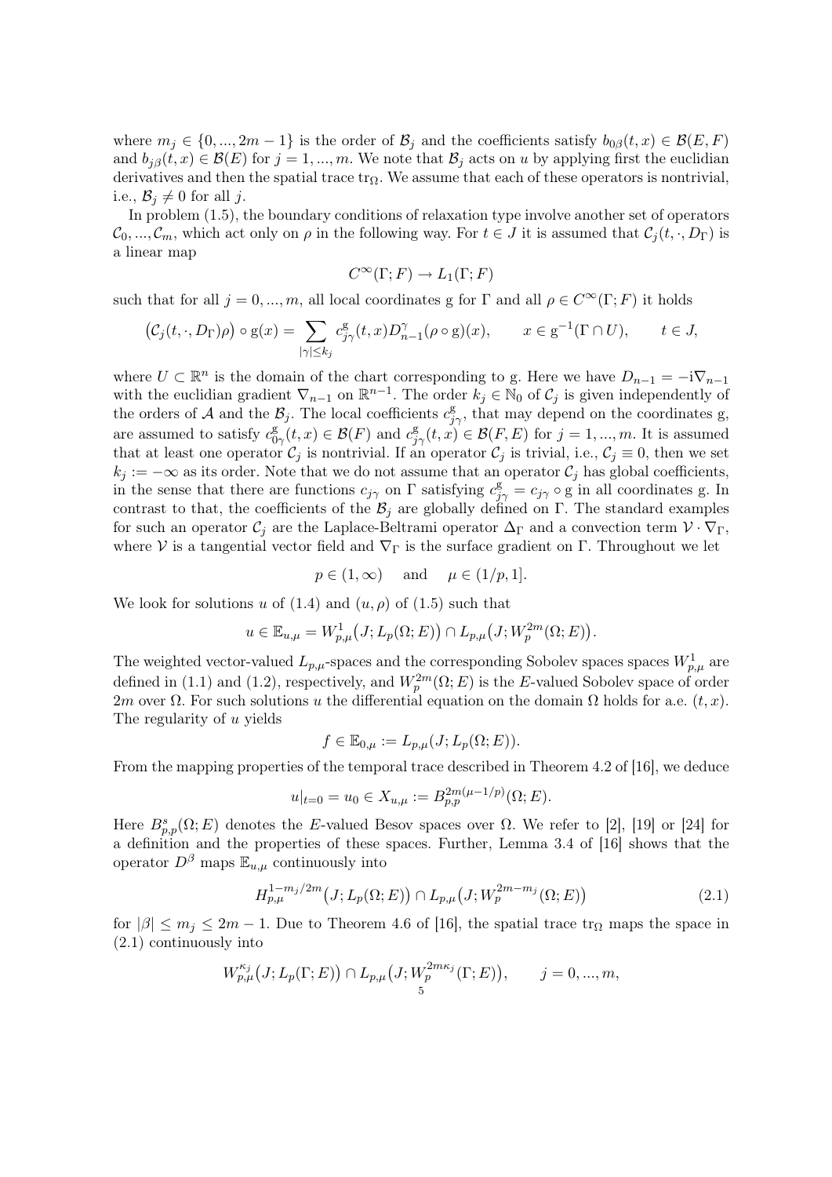where $m_j \in \{0, ..., 2m-1\}$ is the order of $\mathcal{B}_j$ and the coefficients satisfy $b_{0\beta}(t,x) \in \mathcal{B}(E,F)$ and $b_{j\beta}(t,x) \in \mathcal{B}(E)$ for $j = 1, ..., m$. We note that $\mathcal{B}_j$ acts on $u$ by applying first the euclidian derivatives and then the spatial trace $\mathrm{tr}_\Omega$. We assume that each of these operators is nontrivial, i.e., $\mathcal{B}_j \neq 0$ for all $j$.

In problem (1.5), the boundary conditions of relaxation type involve another set of operators $\mathcal{C}_0, ..., \mathcal{C}_m$, which act only on $\rho$ in the following way. For $t \in J$ it is assumed that $\mathcal{C}_j(t, \cdot, D_\Gamma)$ is a linear map

$$C^\infty(\Gamma; F) \to L_1(\Gamma; F)$$

such that for all $j = 0, ..., m$, all local coordinates g for $\Gamma$ and all $\rho \in C^\infty(\Gamma; F)$ it holds

$$\big(\mathcal{C}_j(t, \cdot, D_\Gamma)\rho\big) \circ \mathrm{g}(x) = \sum_{|\gamma| \leq k_j} c_{j\gamma}^{\mathrm{g}}(t,x) D_{n-1}^\gamma (\rho \circ \mathrm{g})(x), \qquad x \in \mathrm{g}^{-1}(\Gamma \cap U), \qquad t \in J,$$

where $U \subset \mathbb{R}^n$ is the domain of the chart corresponding to g. Here we have $D_{n-1} = -\mathrm{i}\nabla_{n-1}$ with the euclidian gradient $\nabla_{n-1}$ on $\mathbb{R}^{n-1}$. The order $k_j \in \mathbb{N}_0$ of $\mathcal{C}_j$ is given independently of the orders of $\mathcal{A}$ and the $\mathcal{B}_j$. The local coefficients $c_{j\gamma}^{\mathrm{g}}$, that may depend on the coordinates g, are assumed to satisfy $c_{0\gamma}^{\mathrm{g}}(t,x) \in \mathcal{B}(F)$ and $c_{j\gamma}^{\mathrm{g}}(t,x) \in \mathcal{B}(F,E)$ for $j = 1, ..., m$. It is assumed that at least one operator $\mathcal{C}_j$ is nontrivial. If an operator $\mathcal{C}_j$ is trivial, i.e., $\mathcal{C}_j \equiv 0$, then we set $k_j := -\infty$ as its order. Note that we do not assume that an operator $\mathcal{C}_j$ has global coefficients, in the sense that there are functions $c_{j\gamma}$ on $\Gamma$ satisfying $c_{j\gamma}^{\mathrm{g}} = c_{j\gamma} \circ \mathrm{g}$ in all coordinates g. In contrast to that, the coefficients of the $\mathcal{B}_j$ are globally defined on $\Gamma$. The standard examples for such an operator $\mathcal{C}_j$ are the Laplace-Beltrami operator $\Delta_\Gamma$ and a convection term $\mathcal{V} \cdot \nabla_\Gamma$, where $\mathcal{V}$ is a tangential vector field and $\nabla_\Gamma$ is the surface gradient on $\Gamma$. Throughout we let

$$p \in (1, \infty) \quad \text{ and } \quad \mu \in (1/p, 1].$$

We look for solutions $u$ of (1.4) and $(u, \rho)$ of (1.5) such that

$$u \in \mathbb{E}_{u,\mu} = W_{p,\mu}^1\big(J; L_p(\Omega; E)\big) \cap L_{p,\mu}\big(J; W_p^{2m}(\Omega; E)\big).$$

The weighted vector-valued $L_{p,\mu}$-spaces and the corresponding Sobolev spaces spaces $W_{p,\mu}^1$ are defined in (1.1) and (1.2), respectively, and $W_p^{2m}(\Omega; E)$ is the $E$-valued Sobolev space of order $2m$ over $\Omega$. For such solutions $u$ the differential equation on the domain $\Omega$ holds for a.e. $(t, x)$. The regularity of $u$ yields

$$f \in \mathbb{E}_{0,\mu} := L_{p,\mu}(J; L_p(\Omega; E)).$$

From the mapping properties of the temporal trace described in Theorem 4.2 of [16], we deduce

$$u|_{t=0} = u_0 \in X_{u,\mu} := B_{p,p}^{2m(\mu - 1/p)}(\Omega; E).$$

Here $B_{p,p}^s(\Omega; E)$ denotes the $E$-valued Besov spaces over $\Omega$. We refer to [2], [19] or [24] for a definition and the properties of these spaces. Further, Lemma 3.4 of [16] shows that the operator $D^\beta$ maps $\mathbb{E}_{u,\mu}$ continuously into

$$H_{p,\mu}^{1 - m_j/2m}\big(J; L_p(\Omega; E)\big) \cap L_{p,\mu}\big(J; W_p^{2m - m_j}(\Omega; E)\big) \tag{2.1}$$

for $|\beta| \leq m_j \leq 2m - 1$. Due to Theorem 4.6 of [16], the spatial trace $\mathrm{tr}_\Omega$ maps the space in (2.1) continuously into

$$W_{p,\mu}^{\kappa_j}\big(J; L_p(\Gamma; E)\big) \cap L_{p,\mu}\big(J; W_p^{2m\kappa_j}(\Gamma; E)\big), \qquad j = 0, ..., m,$$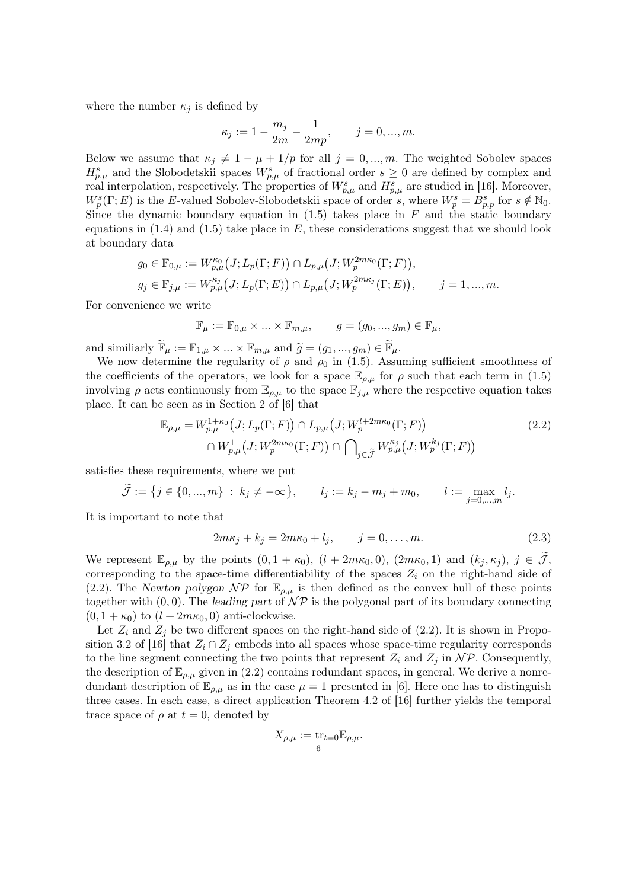where the number $\kappa_j$ is defined by

$$\kappa_j := 1 - \frac{m_j}{2m} - \frac{1}{2mp}, \qquad j = 0, ..., m.$$

Below we assume that $\kappa_j \neq 1 - \mu + 1/p$ for all $j = 0, ..., m$. The weighted Sobolev spaces $H^s_{p,\mu}$ and the Slobodetskii spaces $W^s_{p,\mu}$ of fractional order $s \geq 0$ are defined by complex and real interpolation, respectively. The properties of $W^s_{p,\mu}$ and $H^s_{p,\mu}$ are studied in [16]. Moreover, $W^s_p(\Gamma; E)$ is the $E$-valued Sobolev-Slobodetskii space of order $s$, where $W^s_p = B^s_{p,p}$ for $s \notin \mathbb{N}_0$. Since the dynamic boundary equation in (1.5) takes place in $F$ and the static boundary equations in (1.4) and (1.5) take place in $E$, these considerations suggest that we should look at boundary data

$$g_0 \in \mathbb{F}_{0,\mu} := W^{\kappa_0}_{p,\mu}\big(J; L_p(\Gamma; F)\big) \cap L_{p,\mu}\big(J; W^{2m\kappa_0}_p(\Gamma; F)\big),$$
$$g_j \in \mathbb{F}_{j,\mu} := W^{\kappa_j}_{p,\mu}\big(J; L_p(\Gamma; E)\big) \cap L_{p,\mu}\big(J; W^{2m\kappa_j}_p(\Gamma; E)\big), \qquad j = 1, ..., m.$$

For convenience we write

$$\mathbb{F}_\mu := \mathbb{F}_{0,\mu} \times ... \times \mathbb{F}_{m,\mu}, \qquad g = (g_0, ..., g_m) \in \mathbb{F}_\mu,$$

and similiarly $\widetilde{\mathbb{F}}_\mu := \mathbb{F}_{1,\mu} \times ... \times \mathbb{F}_{m,\mu}$ and $\widetilde{g} = (g_1, ..., g_m) \in \widetilde{\mathbb{F}}_\mu$.

We now determine the regularity of $\rho$ and $\rho_0$ in (1.5). Assuming sufficient smoothness of the coefficients of the operators, we look for a space $\mathbb{E}_{\rho,\mu}$ for $\rho$ such that each term in (1.5) involving $\rho$ acts continuously from $\mathbb{E}_{\rho,\mu}$ to the space $\mathbb{F}_{j,\mu}$ where the respective equation takes place. It can be seen as in Section 2 of [6] that

$$\begin{aligned}\mathbb{E}_{\rho,\mu} = & W^{1+\kappa_0}_{p,\mu}\big(J; L_p(\Gamma; F)\big) \cap L_{p,\mu}\big(J; W^{l+2m\kappa_0}_p(\Gamma; F)\big) \\ & \cap W^1_{p,\mu}\big(J; W^{2m\kappa_0}_p(\Gamma; F)\big) \cap \bigcap\nolimits_{j \in \widetilde{\mathcal{J}}} W^{\kappa_j}_{p,\mu}\big(J; W^{k_j}_p(\Gamma; F)\big)\end{aligned} \tag{2.2}$$

satisfies these requirements, where we put

$$\widetilde{\mathcal{J}} := \big\{ j \in \{0, ..., m\} \; : \; k_j \neq -\infty \big\}, \qquad l_j := k_j - m_j + m_0, \qquad l := \max_{j=0,...,m} l_j.$$

It is important to note that

$$2m\kappa_j + k_j = 2m\kappa_0 + l_j, \qquad j = 0, \ldots, m. \tag{2.3}$$

We represent $\mathbb{E}_{\rho,\mu}$ by the points $(0, 1+\kappa_0)$, $(l + 2m\kappa_0, 0)$, $(2m\kappa_0, 1)$ and $(k_j, \kappa_j)$, $j \in \widetilde{\mathcal{J}}$, corresponding to the space-time differentiability of the spaces $Z_i$ on the right-hand side of (2.2). The *Newton polygon* $\mathcal{NP}$ for $\mathbb{E}_{\rho,\mu}$ is then defined as the convex hull of these points together with $(0, 0)$. The *leading part* of $\mathcal{NP}$ is the polygonal part of its boundary connecting $(0, 1 + \kappa_0)$ to $(l + 2m\kappa_0, 0)$ anti-clockwise.

Let $Z_i$ and $Z_j$ be two different spaces on the right-hand side of (2.2). It is shown in Proposition 3.2 of [16] that $Z_i \cap Z_j$ embeds into all spaces whose space-time regularity corresponds to the line segment connecting the two points that represent $Z_i$ and $Z_j$ in $\mathcal{NP}$. Consequently, the description of $\mathbb{E}_{\rho,\mu}$ given in (2.2) contains redundant spaces, in general. We derive a nonredundant description of $\mathbb{E}_{\rho,\mu}$ as in the case $\mu = 1$ presented in [6]. Here one has to distinguish three cases. In each case, a direct application Theorem 4.2 of [16] further yields the temporal trace space of $\rho$ at $t = 0$, denoted by

$$X_{\rho,\mu} := \operatorname{tr}_{t=0} \mathbb{E}_{\rho,\mu}.$$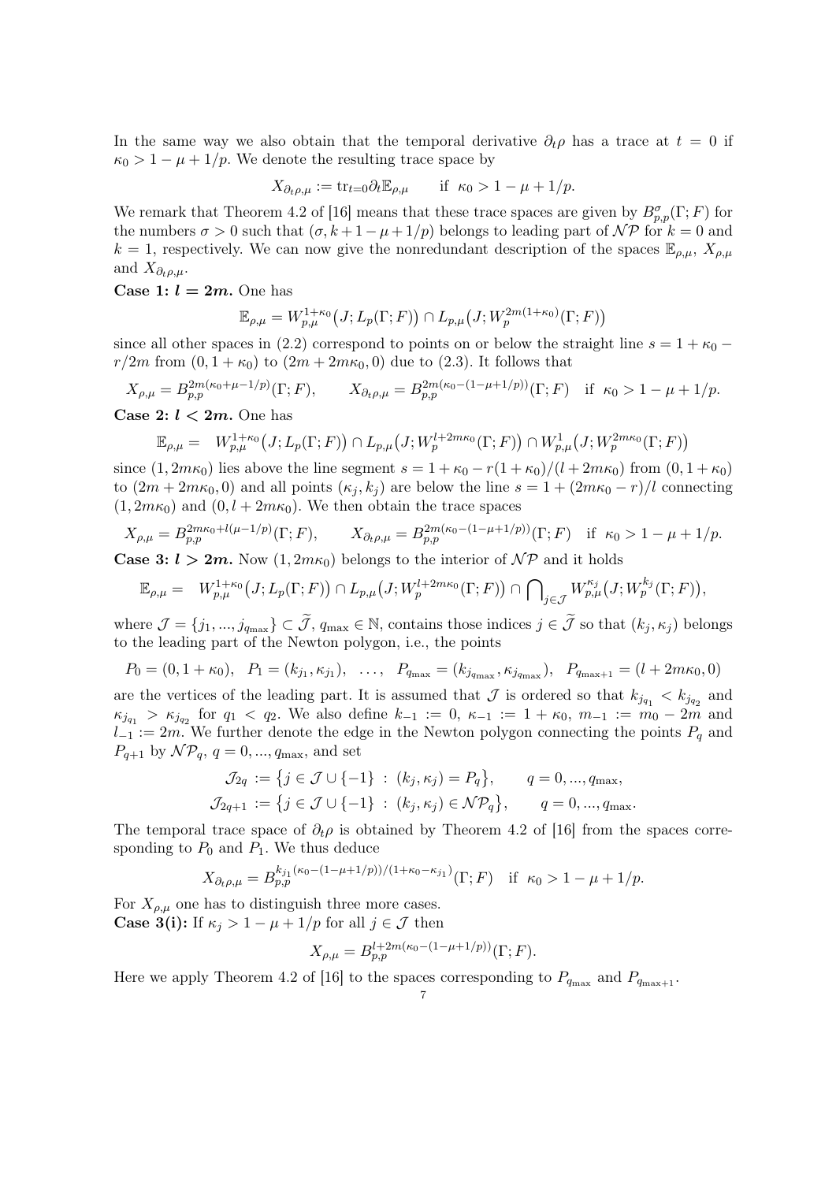In the same way we also obtain that the temporal derivative $\partial_t \rho$ has a trace at $t = 0$ if $\kappa_0 > 1 - \mu + 1/p$. We denote the resulting trace space by

$$X_{\partial_t \rho,\mu} := \mathrm{tr}_{t=0} \partial_t \mathbb{E}_{\rho,\mu} \qquad \text{if } \kappa_0 > 1 - \mu + 1/p.$$

We remark that Theorem 4.2 of [16] means that these trace spaces are given by $B^{\sigma}_{p,p}(\Gamma; F)$ for the numbers $\sigma > 0$ such that $(\sigma, k + 1 - \mu + 1/p)$ belongs to leading part of $\mathcal{NP}$ for $k = 0$ and $k = 1$, respectively. We can now give the nonredundant description of the spaces $\mathbb{E}_{\rho,\mu}$, $X_{\rho,\mu}$ and $X_{\partial_t \rho,\mu}$.

**Case 1: $l = 2m$.** One has

$$\mathbb{E}_{\rho,\mu} = W^{1+\kappa_0}_{p,\mu}\big(J; L_p(\Gamma; F)\big) \cap L_{p,\mu}\big(J; W^{2m(1+\kappa_0)}_p(\Gamma; F)\big)$$

since all other spaces in (2.2) correspond to points on or below the straight line $s = 1 + \kappa_0 - r/2m$ from $(0, 1 + \kappa_0)$ to $(2m + 2m\kappa_0, 0)$ due to (2.3). It follows that

$$X_{\rho,\mu} = B^{2m(\kappa_0+\mu-1/p)}_{p,p}(\Gamma; F), \qquad X_{\partial_t \rho,\mu} = B^{2m(\kappa_0-(1-\mu+1/p))}_{p,p}(\Gamma; F) \quad \text{if } \kappa_0 > 1 - \mu + 1/p.$$

**Case 2: $l < 2m$.** One has

$$\mathbb{E}_{\rho,\mu} = \ W^{1+\kappa_0}_{p,\mu}\big(J; L_p(\Gamma; F)\big) \cap L_{p,\mu}\big(J; W^{l+2m\kappa_0}_p(\Gamma; F)\big) \cap W^{1}_{p,\mu}\big(J; W^{2m\kappa_0}_p(\Gamma; F)\big)$$

since $(1, 2m\kappa_0)$ lies above the line segment $s = 1 + \kappa_0 - r(1 + \kappa_0)/(l + 2m\kappa_0)$ from $(0, 1 + \kappa_0)$ to $(2m + 2m\kappa_0, 0)$ and all points $(\kappa_j, k_j)$ are below the line $s = 1 + (2m\kappa_0 - r)/l$ connecting $(1, 2m\kappa_0)$ and $(0, l + 2m\kappa_0)$. We then obtain the trace spaces

$$X_{\rho,\mu} = B^{2m\kappa_0+l(\mu-1/p)}_{p,p}(\Gamma; F), \qquad X_{\partial_t \rho,\mu} = B^{2m(\kappa_0-(1-\mu+1/p))}_{p,p}(\Gamma; F) \quad \text{if } \kappa_0 > 1 - \mu + 1/p.$$

**Case 3: $l > 2m$.** Now $(1, 2m\kappa_0)$ belongs to the interior of $\mathcal{NP}$ and it holds

$$\mathbb{E}_{\rho,\mu} = \ W^{1+\kappa_0}_{p,\mu}\big(J; L_p(\Gamma; F)\big) \cap L_{p,\mu}\big(J; W^{l+2m\kappa_0}_p(\Gamma; F)\big) \cap \bigcap\nolimits_{j\in\mathcal{J}} W^{\kappa_j}_{p,\mu}\big(J; W^{k_j}_p(\Gamma; F)\big),$$

where $\mathcal{J} = \{j_1, ..., j_{q_{\max}}\} \subset \widetilde{\mathcal{J}}$, $q_{\max} \in \mathbb{N}$, contains those indices $j \in \widetilde{\mathcal{J}}$ so that $(k_j, \kappa_j)$ belongs to the leading part of the Newton polygon, i.e., the points

$$P_0 = (0, 1 + \kappa_0), \quad P_1 = (k_{j_1}, \kappa_{j_1}), \quad \ldots, \quad P_{q_{\max}} = (k_{j_{q_{\max}}}, \kappa_{j_{q_{\max}}}), \quad P_{q_{\max}+1} = (l + 2m\kappa_0, 0)$$

are the vertices of the leading part. It is assumed that $\mathcal{J}$ is ordered so that $k_{j_{q_1}} < k_{j_{q_2}}$ and $\kappa_{j_{q_1}} > \kappa_{j_{q_2}}$ for $q_1 < q_2$. We also define $k_{-1} := 0$, $\kappa_{-1} := 1 + \kappa_0$, $m_{-1} := m_0 - 2m$ and $l_{-1} := 2m$. We further denote the edge in the Newton polygon connecting the points $P_q$ and $P_{q+1}$ by $\mathcal{NP}_q$, $q = 0, ..., q_{\max}$, and set

$$\mathcal{J}_{2q} := \big\{j \in \mathcal{J} \cup \{-1\} \ : \ (k_j, \kappa_j) = P_q\big\}, \qquad q = 0, ..., q_{\max},$$
$$\mathcal{J}_{2q+1} := \big\{j \in \mathcal{J} \cup \{-1\} \ : \ (k_j, \kappa_j) \in \mathcal{NP}_q\big\}, \qquad q = 0, ..., q_{\max}.$$

The temporal trace space of $\partial_t \rho$ is obtained by Theorem 4.2 of [16] from the spaces corresponding to $P_0$ and $P_1$. We thus deduce

$$X_{\partial_t \rho,\mu} = B^{k_{j_1}(\kappa_0-(1-\mu+1/p))/(1+\kappa_0-\kappa_{j_1})}_{p,p}(\Gamma; F) \quad \text{if } \kappa_0 > 1 - \mu + 1/p.$$

For $X_{\rho,\mu}$ one has to distinguish three more cases.

**Case 3(i):** If $\kappa_j > 1 - \mu + 1/p$ for all $j \in \mathcal{J}$ then

$$X_{\rho,\mu} = B^{l+2m(\kappa_0-(1-\mu+1/p))}_{p,p}(\Gamma; F).$$

Here we apply Theorem 4.2 of [16] to the spaces corresponding to $P_{q_{\max}}$ and $P_{q_{\max}+1}$.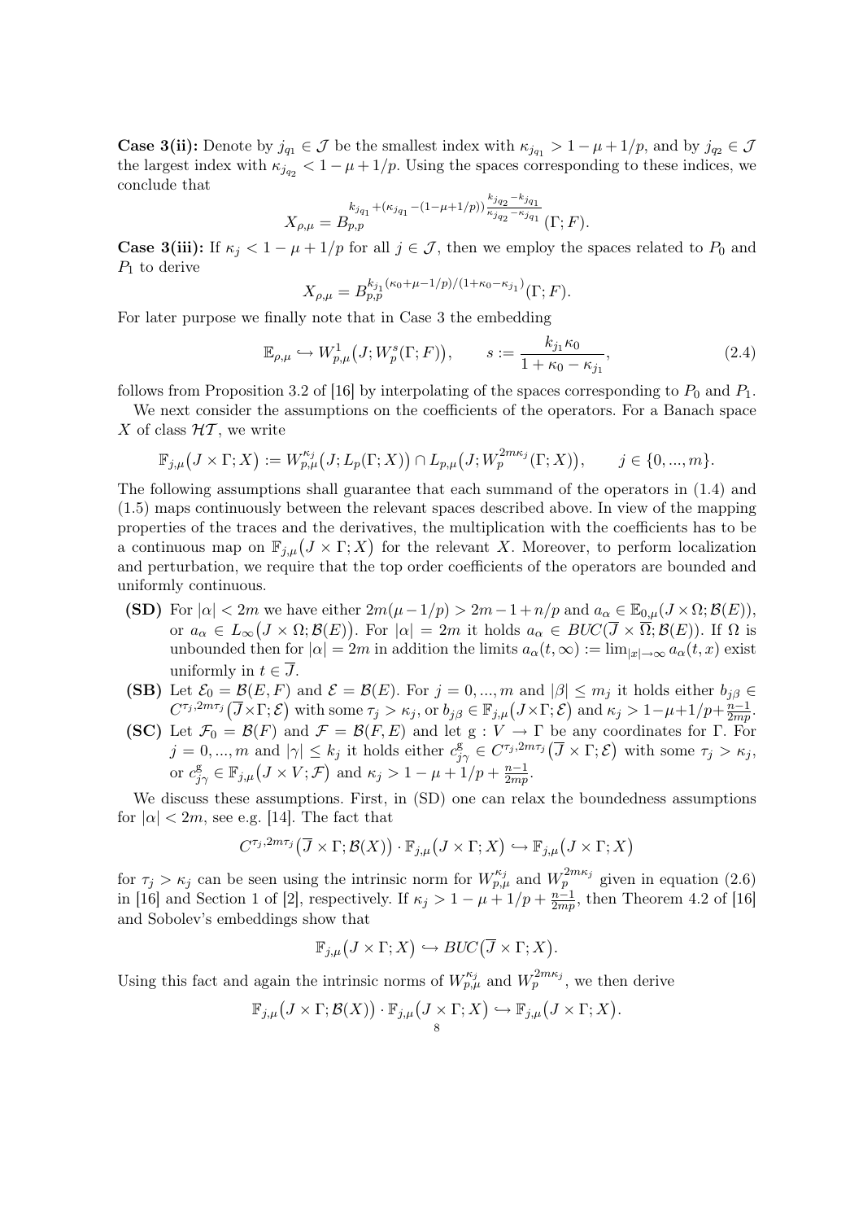**Case 3(ii):** Denote by $j_{q_1} \in \mathcal{J}$ be the smallest index with $\kappa_{j_{q_1}} > 1 - \mu + 1/p$, and by $j_{q_2} \in \mathcal{J}$ the largest index with $\kappa_{j_{q_2}} < 1 - \mu + 1/p$. Using the spaces corresponding to these indices, we conclude that

$$X_{\rho,\mu} = B_{p,p}^{k_{j_{q_1}} + (\kappa_{j_{q_1}} - (1-\mu+1/p)) \frac{k_{j_{q_2}} - k_{j_{q_1}}}{\kappa_{j_{q_2}} - \kappa_{j_{q_1}}}}(\Gamma; F).$$

**Case 3(iii):** If $\kappa_j < 1 - \mu + 1/p$ for all $j \in \mathcal{J}$, then we employ the spaces related to $P_0$ and $P_1$ to derive

$$X_{\rho,\mu} = B_{p,p}^{k_{j_1}(\kappa_0 + \mu - 1/p)/(1+\kappa_0 - \kappa_{j_1})}(\Gamma; F).$$

For later purpose we finally note that in Case 3 the embedding

$$\mathbb{E}_{\rho,\mu} \hookrightarrow W^1_{p,\mu}\big(J; W^s_p(\Gamma; F)\big), \qquad s := \frac{k_{j_1}\kappa_0}{1 + \kappa_0 - \kappa_{j_1}}, \tag{2.4}$$

follows from Proposition 3.2 of [16] by interpolating of the spaces corresponding to $P_0$ and $P_1$.

We next consider the assumptions on the coefficients of the operators. For a Banach space $X$ of class $\mathcal{HT}$, we write

$$\mathbb{F}_{j,\mu}\big(J \times \Gamma; X\big) := W^{\kappa_j}_{p,\mu}\big(J; L_p(\Gamma; X)\big) \cap L_{p,\mu}\big(J; W^{2m\kappa_j}_p(\Gamma; X)\big), \qquad j \in \{0, ..., m\}.$$

The following assumptions shall guarantee that each summand of the operators in (1.4) and (1.5) maps continuously between the relevant spaces described above. In view of the mapping properties of the traces and the derivatives, the multiplication with the coefficients has to be a continuous map on $\mathbb{F}_{j,\mu}\big(J \times \Gamma; X\big)$ for the relevant $X$. Moreover, to perform localization and perturbation, we require that the top order coefficients of the operators are bounded and uniformly continuous.

- **(SD)** For $|\alpha| < 2m$ we have either $2m(\mu - 1/p) > 2m - 1 + n/p$ and $a_\alpha \in \mathbb{E}_{0,\mu}(J \times \Omega; \mathcal{B}(E))$, or $a_\alpha \in L_\infty\big(J \times \Omega; \mathcal{B}(E)\big)$. For $|\alpha| = 2m$ it holds $a_\alpha \in BUC(\overline{J} \times \overline{\Omega}; \mathcal{B}(E))$. If $\Omega$ is unbounded then for $|\alpha| = 2m$ in addition the limits $a_\alpha(t, \infty) := \lim_{|x|\to\infty} a_\alpha(t, x)$ exist uniformly in $t \in \overline{J}$.
- **(SB)** Let $\mathcal{E}_0 = \mathcal{B}(E, F)$ and $\mathcal{E} = \mathcal{B}(E)$. For $j = 0, ..., m$ and $|\beta| \leq m_j$ it holds either $b_{j\beta} \in C^{\tau_j, 2m\tau_j}\big(\overline{J} \times \Gamma; \mathcal{E}\big)$ with some $\tau_j > \kappa_j$, or $b_{j\beta} \in \mathbb{F}_{j,\mu}\big(J \times \Gamma; \mathcal{E}\big)$ and $\kappa_j > 1 - \mu + 1/p + \frac{n-1}{2mp}$.
- **(SC)** Let $\mathcal{F}_0 = \mathcal{B}(F)$ and $\mathcal{F} = \mathcal{B}(F, E)$ and let $\mathrm{g} : V \to \Gamma$ be any coordinates for $\Gamma$. For $j = 0, ..., m$ and $|\gamma| \leq k_j$ it holds either $c^{\mathrm{g}}_{j\gamma} \in C^{\tau_j, 2m\tau_j}\big(\overline{J} \times \Gamma; \mathcal{E}\big)$ with some $\tau_j > \kappa_j$, or $c^{\mathrm{g}}_{j\gamma} \in \mathbb{F}_{j,\mu}\big(J \times V; \mathcal{F}\big)$ and $\kappa_j > 1 - \mu + 1/p + \frac{n-1}{2mp}$.

We discuss these assumptions. First, in (SD) one can relax the boundedness assumptions for $|\alpha| < 2m$, see e.g. [14]. The fact that

$$C^{\tau_j, 2m\tau_j}\big(\overline{J} \times \Gamma; \mathcal{B}(X)\big) \cdot \mathbb{F}_{j,\mu}\big(J \times \Gamma; X\big) \hookrightarrow \mathbb{F}_{j,\mu}\big(J \times \Gamma; X\big)$$

for $\tau_j > \kappa_j$ can be seen using the intrinsic norm for $W^{\kappa_j}_{p,\mu}$ and $W^{2m\kappa_j}_p$ given in equation (2.6) in [16] and Section 1 of [2], respectively. If $\kappa_j > 1 - \mu + 1/p + \frac{n-1}{2mp}$, then Theorem 4.2 of [16] and Sobolev's embeddings show that

$$\mathbb{F}_{j,\mu}\big(J \times \Gamma; X\big) \hookrightarrow BUC\big(\overline{J} \times \Gamma; X\big).$$

Using this fact and again the intrinsic norms of $W^{\kappa_j}_{p,\mu}$ and $W^{2m\kappa_j}_p$, we then derive

$$\mathbb{F}_{j,\mu}\big(J \times \Gamma; \mathcal{B}(X)\big) \cdot \mathbb{F}_{j,\mu}\big(J \times \Gamma; X\big) \hookrightarrow \mathbb{F}_{j,\mu}\big(J \times \Gamma; X\big).$$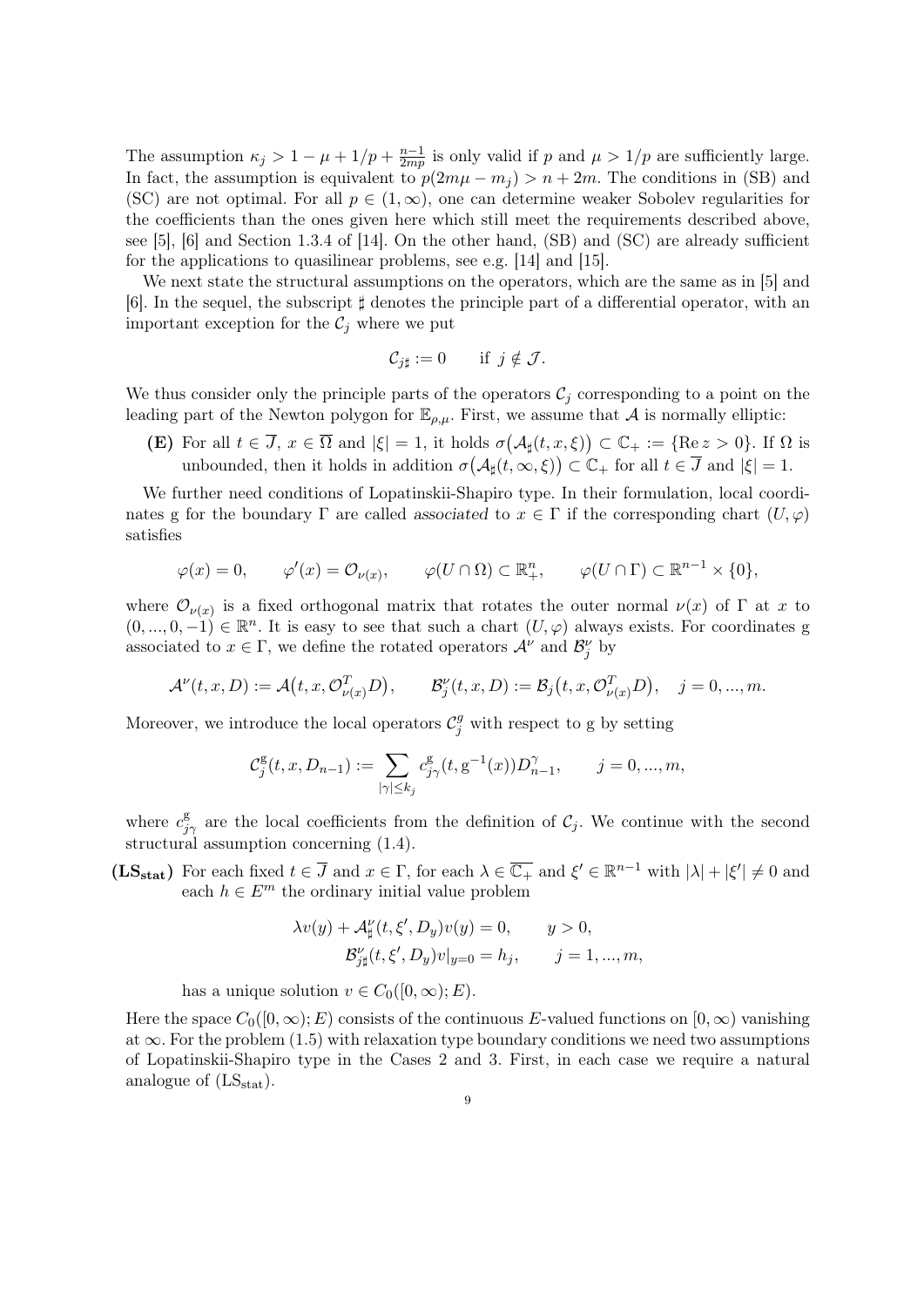The assumption $\kappa_j > 1 - \mu + 1/p + \frac{n-1}{2mp}$ is only valid if $p$ and $\mu > 1/p$ are sufficiently large. In fact, the assumption is equivalent to $p(2m\mu - m_j) > n + 2m$. The conditions in (SB) and (SC) are not optimal. For all $p \in (1, \infty)$, one can determine weaker Sobolev regularities for the coefficients than the ones given here which still meet the requirements described above, see [5], [6] and Section 1.3.4 of [14]. On the other hand, (SB) and (SC) are already sufficient for the applications to quasilinear problems, see e.g. [14] and [15].

We next state the structural assumptions on the operators, which are the same as in [5] and [6]. In the sequel, the subscript $\sharp$ denotes the principle part of a differential operator, with an important exception for the $\mathcal{C}_j$ where we put

$$\mathcal{C}_{j\sharp} := 0 \qquad \text{if } j \notin \mathcal{J}.$$

We thus consider only the principle parts of the operators $\mathcal{C}_j$ corresponding to a point on the leading part of the Newton polygon for $\mathbb{E}_{\rho,\mu}$. First, we assume that $\mathcal{A}$ is normally elliptic:

**(E)** For all $t \in \overline{J}$, $x \in \overline{\Omega}$ and $|\xi| = 1$, it holds $\sigma\big(\mathcal{A}_\sharp(t, x, \xi)\big) \subset \mathbb{C}_+ := \{\operatorname{Re} z > 0\}$. If $\Omega$ is unbounded, then it holds in addition $\sigma\big(\mathcal{A}_\sharp(t, \infty, \xi)\big) \subset \mathbb{C}_+$ for all $t \in \overline{J}$ and $|\xi| = 1$.

We further need conditions of Lopatinskii-Shapiro type. In their formulation, local coordinates g for the boundary $\Gamma$ are called *associated* to $x \in \Gamma$ if the corresponding chart $(U, \varphi)$ satisfies

$$\varphi(x) = 0, \qquad \varphi'(x) = \mathcal{O}_{\nu(x)}, \qquad \varphi(U \cap \Omega) \subset \mathbb{R}^n_+, \qquad \varphi(U \cap \Gamma) \subset \mathbb{R}^{n-1} \times \{0\},$$

where $\mathcal{O}_{\nu(x)}$ is a fixed orthogonal matrix that rotates the outer normal $\nu(x)$ of $\Gamma$ at $x$ to $(0, ..., 0, -1) \in \mathbb{R}^n$. It is easy to see that such a chart $(U, \varphi)$ always exists. For coordinates g associated to $x \in \Gamma$, we define the rotated operators $\mathcal{A}^\nu$ and $\mathcal{B}_j^\nu$ by

$$\mathcal{A}^\nu(t, x, D) := \mathcal{A}\big(t, x, \mathcal{O}_{\nu(x)}^T D\big), \qquad \mathcal{B}_j^\nu(t, x, D) := \mathcal{B}_j\big(t, x, \mathcal{O}_{\nu(x)}^T D\big), \quad j = 0, ..., m.$$

Moreover, we introduce the local operators $\mathcal{C}_j^g$ with respect to g by setting

$$\mathcal{C}_j^{\mathrm{g}}(t, x, D_{n-1}) := \sum_{|\gamma| \le k_j} c_{j\gamma}^{\mathrm{g}}(t, \mathrm{g}^{-1}(x)) D_{n-1}^\gamma, \qquad j = 0, ..., m,$$

where $c_{j\gamma}^{\mathrm{g}}$ are the local coefficients from the definition of $\mathcal{C}_j$. We continue with the second structural assumption concerning (1.4).

**(LS$_{\text{stat}}$)** For each fixed $t \in \overline{J}$ and $x \in \Gamma$, for each $\lambda \in \overline{\mathbb{C}_+}$ and $\xi' \in \mathbb{R}^{n-1}$ with $|\lambda| + |\xi'| \neq 0$ and each $h \in E^m$ the ordinary initial value problem

$$\begin{aligned} \lambda v(y) + \mathcal{A}_\sharp^\nu(t, \xi', D_y) v(y) &= 0, \qquad y > 0, \\ \mathcal{B}_{j\sharp}^\nu(t, \xi', D_y) v|_{y=0} &= h_j, \qquad j = 1, ..., m, \end{aligned}$$

has a unique solution $v \in C_0([0, \infty); E)$.

Here the space $C_0([0, \infty); E)$ consists of the continuous $E$-valued functions on $[0, \infty)$ vanishing at $\infty$. For the problem (1.5) with relaxation type boundary conditions we need two assumptions of Lopatinskii-Shapiro type in the Cases 2 and 3. First, in each case we require a natural analogue of (LS$_{\text{stat}}$).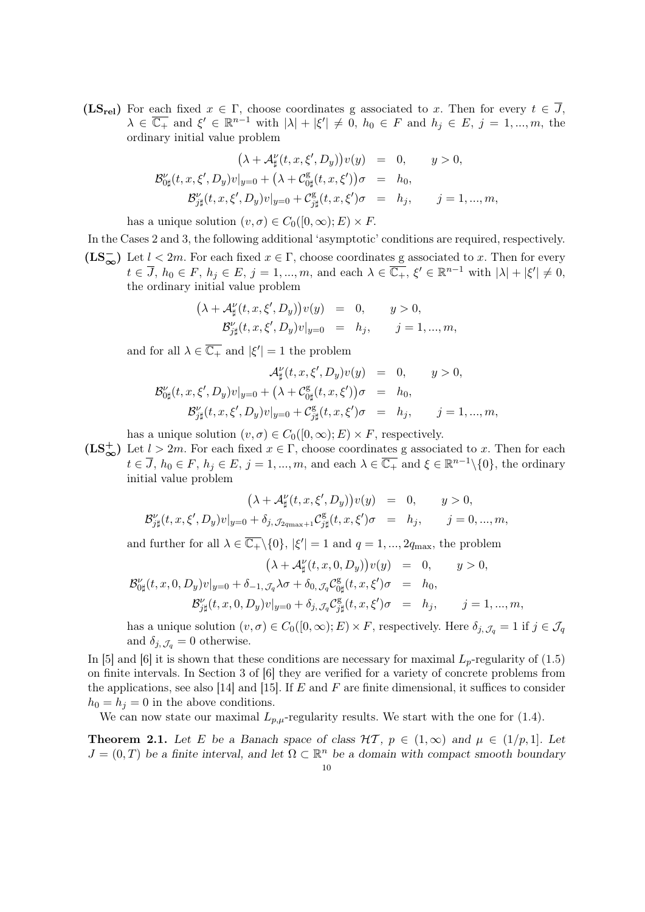**($\mathbf{LS_{rel}}$)** For each fixed $x \in \Gamma$, choose coordinates g associated to $x$. Then for every $t \in \overline{J}$, $\lambda \in \overline{\mathbb{C}_+}$ and $\xi' \in \mathbb{R}^{n-1}$ with $|\lambda| + |\xi'| \neq 0$, $h_0 \in F$ and $h_j \in E$, $j = 1, ..., m$, the ordinary initial value problem

$$
\begin{aligned}
\big(\lambda + \mathcal{A}^{\nu}_{\sharp}(t, x, \xi', D_y)\big) v(y) &= 0, \qquad y > 0, \\
\mathcal{B}^{\nu}_{0\sharp}(t, x, \xi', D_y) v|_{y=0} + \big(\lambda + \mathcal{C}^{\mathrm{g}}_{0\sharp}(t, x, \xi')\big)\sigma &= h_0, \\
\mathcal{B}^{\nu}_{j\sharp}(t, x, \xi', D_y) v|_{y=0} + \mathcal{C}^{\mathrm{g}}_{j\sharp}(t, x, \xi')\sigma &= h_j, \qquad j = 1, ..., m,
\end{aligned}
$$

has a unique solution $(v, \sigma) \in C_0([0, \infty); E) \times F$.

In the Cases 2 and 3, the following additional 'asymptotic' conditions are required, respectively.

**($\mathbf{LS^-_\infty}$)** Let $l < 2m$. For each fixed $x \in \Gamma$, choose coordinates g associated to $x$. Then for every $t \in \overline{J}$, $h_0 \in F$, $h_j \in E$, $j = 1, ..., m$, and each $\lambda \in \overline{\mathbb{C}_+}$, $\xi' \in \mathbb{R}^{n-1}$ with $|\lambda| + |\xi'| \neq 0$, the ordinary initial value problem

$$
\begin{aligned}
\big(\lambda + \mathcal{A}^{\nu}_{\sharp}(t, x, \xi', D_y)\big) v(y) &= 0, \qquad y > 0, \\
\mathcal{B}^{\nu}_{j\sharp}(t, x, \xi', D_y) v|_{y=0} &= h_j, \qquad j = 1, ..., m,
\end{aligned}
$$

and for all $\lambda \in \overline{\mathbb{C}_+}$ and $|\xi'| = 1$ the problem

$$
\begin{aligned}
\mathcal{A}^{\nu}_{\sharp}(t, x, \xi', D_y) v(y) &= 0, \qquad y > 0, \\
\mathcal{B}^{\nu}_{0\sharp}(t, x, \xi', D_y) v|_{y=0} + \big(\lambda + \mathcal{C}^{\mathrm{g}}_{0\sharp}(t, x, \xi')\big)\sigma &= h_0, \\
\mathcal{B}^{\nu}_{j\sharp}(t, x, \xi', D_y) v|_{y=0} + \mathcal{C}^{\mathrm{g}}_{j\sharp}(t, x, \xi')\sigma &= h_j, \qquad j = 1, ..., m,
\end{aligned}
$$

has a unique solution $(v, \sigma) \in C_0([0, \infty); E) \times F$, respectively.

**($\mathbf{LS^+_\infty}$)** Let $l > 2m$. For each fixed $x \in \Gamma$, choose coordinates g associated to $x$. Then for each $t \in \overline{J}$, $h_0 \in F$, $h_j \in E$, $j = 1, ..., m$, and each $\lambda \in \overline{\mathbb{C}_+}$ and $\xi \in \mathbb{R}^{n-1}\backslash\{0\}$, the ordinary initial value problem

$$
\begin{aligned}
\big(\lambda + \mathcal{A}^{\nu}_{\sharp}(t, x, \xi', D_y)\big) v(y) &= 0, \qquad y > 0, \\
\mathcal{B}^{\nu}_{j\sharp}(t, x, \xi', D_y) v|_{y=0} + \delta_{j, \mathcal{J}_{2q_{\max}+1}} \mathcal{C}^{\mathrm{g}}_{j\sharp}(t, x, \xi')\sigma &= h_j, \qquad j = 0, ..., m,
\end{aligned}
$$

and further for all $\lambda \in \overline{\mathbb{C}_+}\backslash\{0\}$, $|\xi'| = 1$ and $q = 1, ..., 2q_{\max}$, the problem

$$
\begin{aligned}
\big(\lambda + \mathcal{A}^{\nu}_{\sharp}(t, x, 0, D_y)\big) v(y) &= 0, \qquad y > 0, \\
\mathcal{B}^{\nu}_{0\sharp}(t, x, 0, D_y) v|_{y=0} + \delta_{-1, \mathcal{J}_q}\lambda\sigma + \delta_{0, \mathcal{J}_q}\mathcal{C}^{\mathrm{g}}_{0\sharp}(t, x, \xi')\sigma &= h_0, \\
\mathcal{B}^{\nu}_{j\sharp}(t, x, 0, D_y) v|_{y=0} + \delta_{j, \mathcal{J}_q}\mathcal{C}^{\mathrm{g}}_{j\sharp}(t, x, \xi')\sigma &= h_j, \qquad j = 1, ..., m,
\end{aligned}
$$

has a unique solution $(v, \sigma) \in C_0([0, \infty); E) \times F$, respectively. Here $\delta_{j, \mathcal{J}_q} = 1$ if $j \in \mathcal{J}_q$ and $\delta_{j, \mathcal{J}_q} = 0$ otherwise.

In [5] and [6] it is shown that these conditions are necessary for maximal $L_p$-regularity of (1.5) on finite intervals. In Section 3 of [6] they are verified for a variety of concrete problems from the applications, see also [14] and [15]. If $E$ and $F$ are finite dimensional, it suffices to consider $h_0 = h_j = 0$ in the above conditions.

We can now state our maximal $L_{p,\mu}$-regularity results. We start with the one for (1.4).

**Theorem 2.1.** *Let $E$ be a Banach space of class $\mathcal{HT}$, $p \in (1, \infty)$ and $\mu \in (1/p, 1]$. Let $J = (0, T)$ be a finite interval, and let $\Omega \subset \mathbb{R}^n$ be a domain with compact smooth boundary*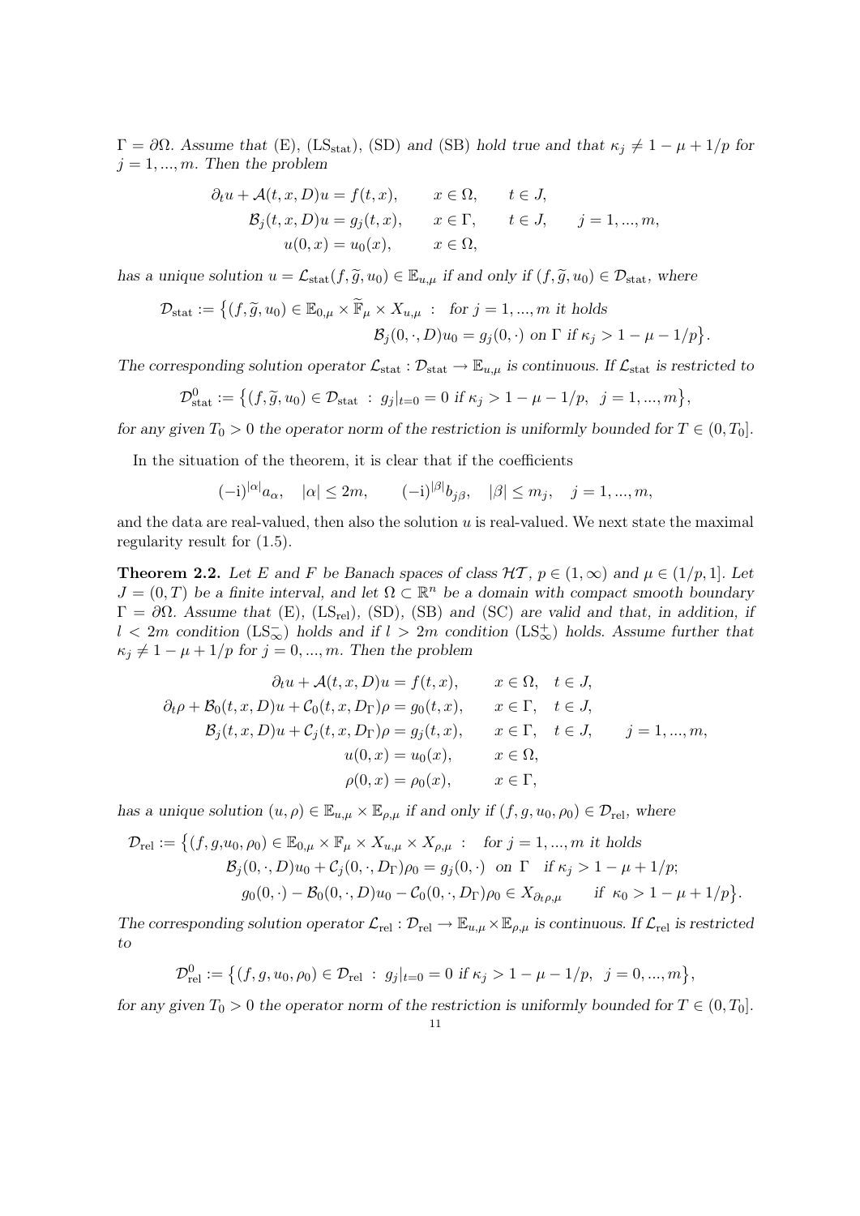$\Gamma = \partial\Omega$. *Assume that* (E), ($\mathrm{LS}_{\mathrm{stat}}$), (SD) *and* (SB) *hold true and that* $\kappa_j \neq 1-\mu+1/p$ *for* $j=1,...,m$. *Then the problem*

$$
\begin{aligned}
\partial_t u + \mathcal{A}(t,x,D)u &= f(t,x), \qquad x\in\Omega, \qquad t\in J,\\
\mathcal{B}_j(t,x,D)u &= g_j(t,x), \qquad x\in\Gamma, \qquad t\in J, \qquad j=1,...,m,\\
u(0,x) &= u_0(x), \qquad x\in\Omega,
\end{aligned}
$$

*has a unique solution* $u = \mathcal{L}_{\mathrm{stat}}(f,\widetilde{g},u_0)\in\mathbb{E}_{u,\mu}$ *if and only if* $(f,\widetilde{g},u_0)\in\mathcal{D}_{\mathrm{stat}}$, *where*

$$
\begin{aligned}
\mathcal{D}_{\mathrm{stat}} := \big\{(f,\widetilde{g},u_0)\in \mathbb{E}_{0,\mu}\times\widetilde{\mathbb{F}}_\mu\times X_{u,\mu} \ :\ &\text{for } j=1,...,m \text{ it holds}\\
&\mathcal{B}_j(0,\cdot,D)u_0 = g_j(0,\cdot) \text{ on } \Gamma \text{ if } \kappa_j > 1-\mu-1/p\big\}.
\end{aligned}
$$

*The corresponding solution operator* $\mathcal{L}_{\mathrm{stat}} : \mathcal{D}_{\mathrm{stat}} \to \mathbb{E}_{u,\mu}$ *is continuous. If* $\mathcal{L}_{\mathrm{stat}}$ *is restricted to*

$$
\mathcal{D}^0_{\mathrm{stat}} := \big\{(f,\widetilde{g},u_0)\in\mathcal{D}_{\mathrm{stat}} \ :\ g_j|_{t=0} = 0 \text{ if } \kappa_j > 1-\mu-1/p,\ \ j=1,...,m\big\},
$$

*for any given* $T_0>0$ *the operator norm of the restriction is uniformly bounded for* $T\in(0,T_0]$.

In the situation of the theorem, it is clear that if the coefficients

$$
(-\mathrm{i})^{|\alpha|}a_\alpha, \quad |\alpha|\le 2m, \qquad (-\mathrm{i})^{|\beta|}b_{j\beta}, \quad |\beta|\le m_j, \quad j=1,...,m,
$$

and the data are real-valued, then also the solution $u$ is real-valued. We next state the maximal regularity result for (1.5).

**Theorem 2.2.** *Let* $E$ *and* $F$ *be Banach spaces of class* $\mathcal{HT}$, $p\in(1,\infty)$ *and* $\mu\in(1/p,1]$. *Let* $J=(0,T)$ *be a finite interval, and let* $\Omega\subset\mathbb{R}^n$ *be a domain with compact smooth boundary* $\Gamma=\partial\Omega$. *Assume that* (E), ($\mathrm{LS}_{\mathrm{rel}}$), (SD), (SB) *and* (SC) *are valid and that, in addition, if* $l<2m$ *condition* ($\mathrm{LS}^-_\infty$) *holds and if* $l>2m$ *condition* ($\mathrm{LS}^+_\infty$) *holds. Assume further that* $\kappa_j\neq 1-\mu+1/p$ *for* $j=0,...,m$. *Then the problem*

$$
\begin{aligned}
\partial_t u + \mathcal{A}(t,x,D)u &= f(t,x), \qquad x\in\Omega, \quad t\in J,\\
\partial_t\rho + \mathcal{B}_0(t,x,D)u + \mathcal{C}_0(t,x,D_\Gamma)\rho &= g_0(t,x), \qquad x\in\Gamma, \quad t\in J,\\
\mathcal{B}_j(t,x,D)u + \mathcal{C}_j(t,x,D_\Gamma)\rho &= g_j(t,x), \qquad x\in\Gamma, \quad t\in J, \qquad j=1,...,m,\\
u(0,x) &= u_0(x), \qquad x\in\Omega,\\
\rho(0,x) &= \rho_0(x), \qquad x\in\Gamma,
\end{aligned}
$$

*has a unique solution* $(u,\rho)\in\mathbb{E}_{u,\mu}\times\mathbb{E}_{\rho,\mu}$ *if and only if* $(f,g,u_0,\rho_0)\in\mathcal{D}_{\mathrm{rel}}$, *where*

$$
\begin{aligned}
\mathcal{D}_{\mathrm{rel}} := \big\{(f,g,u_0,\rho_0)\in\mathbb{E}_{0,\mu}\times\mathbb{F}_\mu\times X_{u,\mu}\times X_{\rho,\mu} \ :\ &\text{for } j=1,...,m \text{ it holds}\\
&\mathcal{B}_j(0,\cdot,D)u_0 + \mathcal{C}_j(0,\cdot,D_\Gamma)\rho_0 = g_j(0,\cdot) \ \text{ on } \Gamma \quad \text{if } \kappa_j > 1-\mu+1/p;\\
&g_0(0,\cdot) - \mathcal{B}_0(0,\cdot,D)u_0 - \mathcal{C}_0(0,\cdot,D_\Gamma)\rho_0 \in X_{\partial_t\rho,\mu} \qquad \text{if } \kappa_0 > 1-\mu+1/p\big\}.
\end{aligned}
$$

*The corresponding solution operator* $\mathcal{L}_{\mathrm{rel}} : \mathcal{D}_{\mathrm{rel}} \to \mathbb{E}_{u,\mu}\times\mathbb{E}_{\rho,\mu}$ *is continuous. If* $\mathcal{L}_{\mathrm{rel}}$ *is restricted to*

$$
\mathcal{D}^0_{\mathrm{rel}} := \big\{(f,g,u_0,\rho_0)\in\mathcal{D}_{\mathrm{rel}} \ :\ g_j|_{t=0} = 0 \text{ if } \kappa_j > 1-\mu-1/p,\ \ j=0,...,m\big\},
$$

*for any given* $T_0>0$ *the operator norm of the restriction is uniformly bounded for* $T\in(0,T_0]$.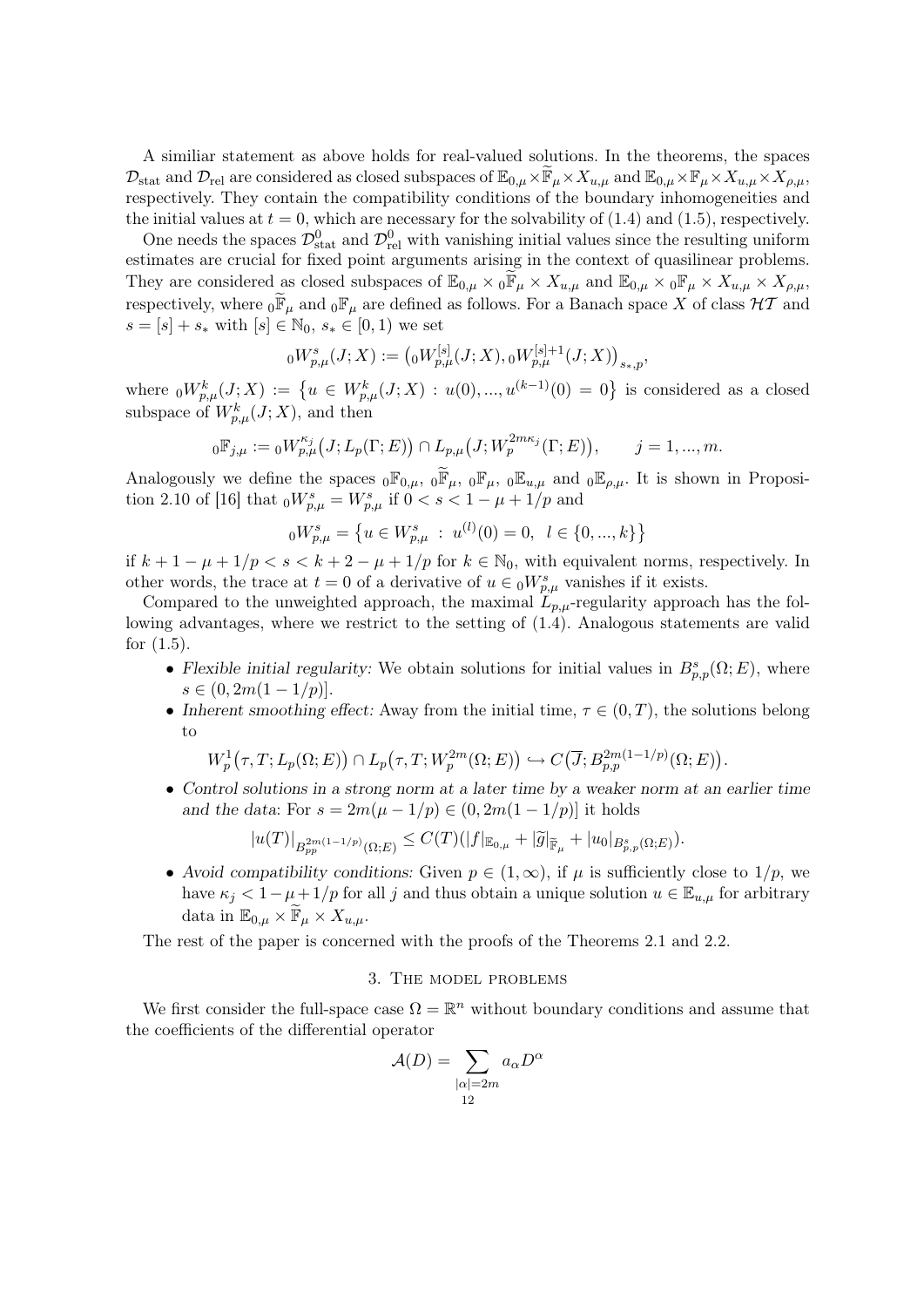A similiar statement as above holds for real-valued solutions. In the theorems, the spaces $\mathcal{D}_{\rm stat}$ and $\mathcal{D}_{\rm rel}$ are considered as closed subspaces of $\mathbb{E}_{0,\mu}\times\widetilde{\mathbb{F}}_\mu\times X_{u,\mu}$ and $\mathbb{E}_{0,\mu}\times\mathbb{F}_\mu\times X_{u,\mu}\times X_{\rho,\mu}$, respectively. They contain the compatibility conditions of the boundary inhomogeneities and the initial values at $t=0$, which are necessary for the solvability of (1.4) and (1.5), respectively.

One needs the spaces $\mathcal{D}^0_{\rm stat}$ and $\mathcal{D}^0_{\rm rel}$ with vanishing initial values since the resulting uniform estimates are crucial for fixed point arguments arising in the context of quasilinear problems. They are considered as closed subspaces of $\mathbb{E}_{0,\mu}\times{}_0\widetilde{\mathbb{F}}_\mu\times X_{u,\mu}$ and $\mathbb{E}_{0,\mu}\times{}_0\mathbb{F}_\mu\times X_{u,\mu}\times X_{\rho,\mu}$, respectively, where ${}_0\widetilde{\mathbb{F}}_\mu$ and ${}_0\mathbb{F}_\mu$ are defined as follows. For a Banach space $X$ of class $\mathcal{HT}$ and $s=[s]+s_*$ with $[s]\in\mathbb{N}_0$, $s_*\in[0,1)$ we set

$$
{}_0W^s_{p,\mu}(J;X) := \big({}_0W^{[s]}_{p,\mu}(J;X),{}_0W^{[s]+1}_{p,\mu}(J;X)\big)_{s_*,p},
$$

where ${}_0W^k_{p,\mu}(J;X) := \big\{u\in W^k_{p,\mu}(J;X) : u(0),...,u^{(k-1)}(0)=0\big\}$ is considered as a closed subspace of $W^k_{p,\mu}(J;X)$, and then

$$
{}_0\mathbb{F}_{j,\mu} := {}_0W^{\kappa_j}_{p,\mu}\big(J;L_p(\Gamma;E)\big)\cap L_{p,\mu}\big(J;W^{2m\kappa_j}_p(\Gamma;E)\big),\qquad j=1,...,m.
$$

Analogously we define the spaces ${}_0\mathbb{F}_{0,\mu}$, ${}_0\widetilde{\mathbb{F}}_\mu$, ${}_0\mathbb{F}_\mu$, ${}_0\mathbb{E}_{u,\mu}$ and ${}_0\mathbb{E}_{\rho,\mu}$. It is shown in Proposition 2.10 of [16] that ${}_0W^s_{p,\mu}=W^s_{p,\mu}$ if $0<s<1-\mu+1/p$ and

$$
{}_0W^s_{p,\mu} = \big\{u\in W^s_{p,\mu} \;:\; u^{(l)}(0)=0,\;\; l\in\{0,...,k\}\big\}
$$

if $k+1-\mu+1/p<s<k+2-\mu+1/p$ for $k\in\mathbb{N}_0$, with equivalent norms, respectively. In other words, the trace at $t=0$ of a derivative of $u\in{}_0W^s_{p,\mu}$ vanishes if it exists.

Compared to the unweighted approach, the maximal $L_{p,\mu}$-regularity approach has the following advantages, where we restrict to the setting of (1.4). Analogous statements are valid for (1.5).

- *Flexible initial regularity:* We obtain solutions for initial values in $B^s_{p,p}(\Omega;E)$, where $s\in(0,2m(1-1/p)]$.
- *Inherent smoothing effect:* Away from the initial time, $\tau\in(0,T)$, the solutions belong to
$$
W^1_p\big(\tau,T;L_p(\Omega;E)\big)\cap L_p\big(\tau,T;W^{2m}_p(\Omega;E)\big)\hookrightarrow C\big(\overline{J};B^{2m(1-1/p)}_{p,p}(\Omega;E)\big).
$$
- *Control solutions in a strong norm at a later time by a weaker norm at an earlier time and the data*: For $s=2m(\mu-1/p)\in(0,2m(1-1/p)]$ it holds
$$
|u(T)|_{B^{2m(1-1/p)}_{pp}(\Omega;E)}\le C(T)(|f|_{\mathbb{E}_{0,\mu}}+|\widetilde{g}|_{\widetilde{\mathbb{F}}_\mu}+|u_0|_{B^s_{p,p}(\Omega;E)}).
$$
- *Avoid compatibility conditions:* Given $p\in(1,\infty)$, if $\mu$ is sufficiently close to $1/p$, we have $\kappa_j<1-\mu+1/p$ for all $j$ and thus obtain a unique solution $u\in\mathbb{E}_{u,\mu}$ for arbitrary data in $\mathbb{E}_{0,\mu}\times\widetilde{\mathbb{F}}_\mu\times X_{u,\mu}$.

The rest of the paper is concerned with the proofs of the Theorems 2.1 and 2.2.

## 3. The model problems

We first consider the full-space case $\Omega=\mathbb{R}^n$ without boundary conditions and assume that the coefficients of the differential operator

$$
\mathcal{A}(D)=\sum_{|\alpha|=2m}a_\alpha D^\alpha
$$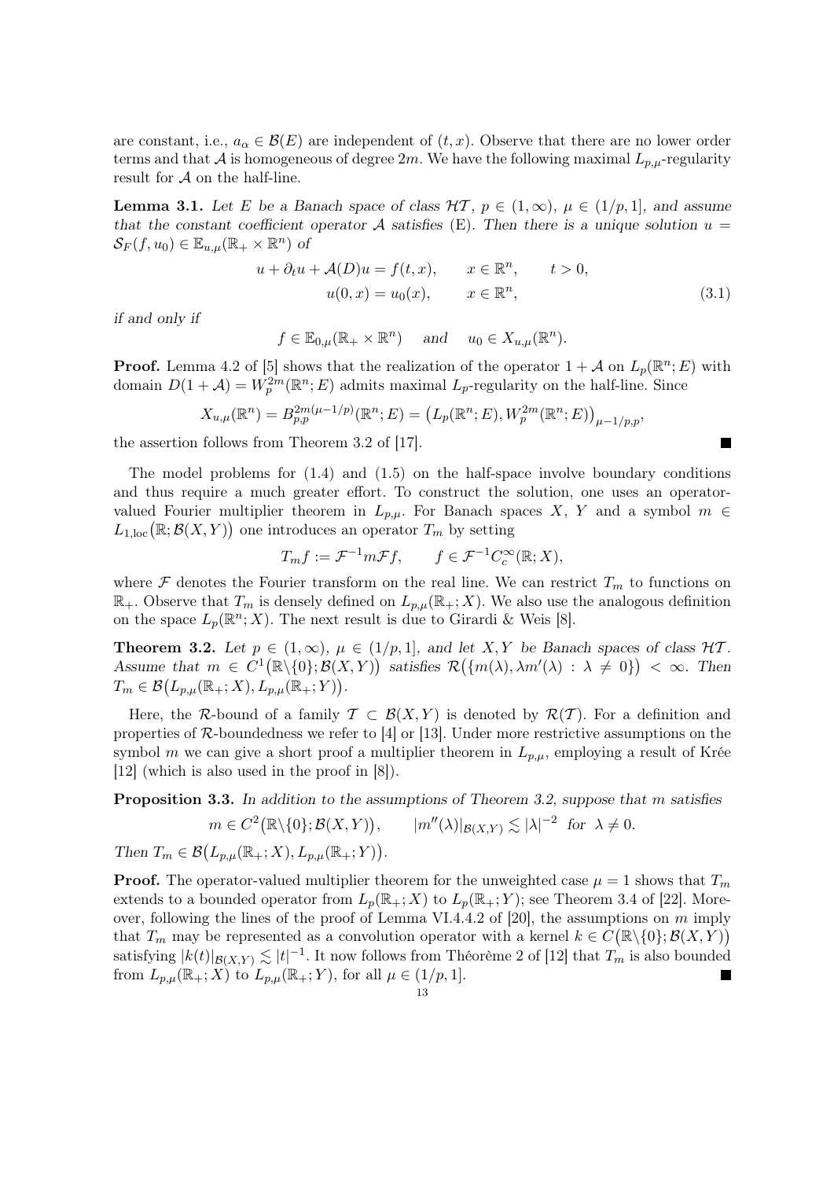are constant, i.e., $a_\alpha \in \mathcal{B}(E)$ are independent of $(t,x)$. Observe that there are no lower order terms and that $\mathcal{A}$ is homogeneous of degree $2m$. We have the following maximal $L_{p,\mu}$-regularity result for $\mathcal{A}$ on the half-line.

**Lemma 3.1.** *Let $E$ be a Banach space of class $\mathcal{HT}$, $p \in (1,\infty)$, $\mu \in (1/p, 1]$, and assume that the constant coefficient operator $\mathcal{A}$ satisfies* (E). *Then there is a unique solution $u = \mathcal{S}_F(f, u_0) \in \mathbb{E}_{u,\mu}(\mathbb{R}_+ \times \mathbb{R}^n)$ of*

$$
\begin{aligned}
u + \partial_t u + \mathcal{A}(D)u &= f(t,x), \qquad x \in \mathbb{R}^n, \qquad t > 0,\\
u(0,x) &= u_0(x), \qquad x \in \mathbb{R}^n,
\end{aligned}
\tag{3.1}
$$

*if and only if*

$$
f \in \mathbb{E}_{0,\mu}(\mathbb{R}_+ \times \mathbb{R}^n) \quad \text{ and } \quad u_0 \in X_{u,\mu}(\mathbb{R}^n).
$$

**Proof.** Lemma 4.2 of [5] shows that the realization of the operator $1 + \mathcal{A}$ on $L_p(\mathbb{R}^n; E)$ with domain $D(1+\mathcal{A}) = W_p^{2m}(\mathbb{R}^n; E)$ admits maximal $L_p$-regularity on the half-line. Since

$$
X_{u,\mu}(\mathbb{R}^n) = B^{2m(\mu - 1/p)}_{p,p}(\mathbb{R}^n; E) = \big(L_p(\mathbb{R}^n; E), W_p^{2m}(\mathbb{R}^n; E)\big)_{\mu - 1/p, p},
$$

the assertion follows from Theorem 3.2 of [17]. ∎

The model problems for (1.4) and (1.5) on the half-space involve boundary conditions and thus require a much greater effort. To construct the solution, one uses an operator-valued Fourier multiplier theorem in $L_{p,\mu}$. For Banach spaces $X$, $Y$ and a symbol $m \in L_{1,\mathrm{loc}}\big(\mathbb{R}; \mathcal{B}(X,Y)\big)$ one introduces an operator $T_m$ by setting

$$
T_m f := \mathcal{F}^{-1} m \mathcal{F} f, \qquad f \in \mathcal{F}^{-1} C_c^\infty(\mathbb{R}; X),
$$

where $\mathcal{F}$ denotes the Fourier transform on the real line. We can restrict $T_m$ to functions on $\mathbb{R}_+$. Observe that $T_m$ is densely defined on $L_{p,\mu}(\mathbb{R}_+; X)$. We also use the analogous definition on the space $L_p(\mathbb{R}^n; X)$. The next result is due to Girardi & Weis [8].

**Theorem 3.2.** *Let $p \in (1,\infty)$, $\mu \in (1/p, 1]$, and let $X, Y$ be Banach spaces of class $\mathcal{HT}$. Assume that $m \in C^1\big(\mathbb{R}\backslash\{0\}; \mathcal{B}(X,Y)\big)$ satisfies $\mathcal{R}\big(\{m(\lambda), \lambda m'(\lambda) \,:\, \lambda \neq 0\}\big) < \infty$. Then $T_m \in \mathcal{B}\big(L_{p,\mu}(\mathbb{R}_+; X), L_{p,\mu}(\mathbb{R}_+; Y)\big)$.*

Here, the $\mathcal{R}$-bound of a family $\mathcal{T} \subset \mathcal{B}(X,Y)$ is denoted by $\mathcal{R}(\mathcal{T})$. For a definition and properties of $\mathcal{R}$-boundedness we refer to [4] or [13]. Under more restrictive assumptions on the symbol $m$ we can give a short proof a multiplier theorem in $L_{p,\mu}$, employing a result of Krée [12] (which is also used in the proof in [8]).

**Proposition 3.3.** *In addition to the assumptions of Theorem 3.2, suppose that $m$ satisfies*

$$
m \in C^2\big(\mathbb{R}\backslash\{0\}; \mathcal{B}(X,Y)\big), \qquad |m''(\lambda)|_{\mathcal{B}(X,Y)} \lesssim |\lambda|^{-2} \ \text{ for } \ \lambda \neq 0.
$$

*Then $T_m \in \mathcal{B}\big(L_{p,\mu}(\mathbb{R}_+; X), L_{p,\mu}(\mathbb{R}_+; Y)\big)$.*

**Proof.** The operator-valued multiplier theorem for the unweighted case $\mu = 1$ shows that $T_m$ extends to a bounded operator from $L_p(\mathbb{R}_+; X)$ to $L_p(\mathbb{R}_+; Y)$; see Theorem 3.4 of [22]. Moreover, following the lines of the proof of Lemma VI.4.4.2 of [20], the assumptions on $m$ imply that $T_m$ may be represented as a convolution operator with a kernel $k \in C\big(\mathbb{R}\backslash\{0\}; \mathcal{B}(X,Y)\big)$ satisfying $|k(t)|_{\mathcal{B}(X,Y)} \lesssim |t|^{-1}$. It now follows from Théorème 2 of [12] that $T_m$ is also bounded from $L_{p,\mu}(\mathbb{R}_+; X)$ to $L_{p,\mu}(\mathbb{R}_+; Y)$, for all $\mu \in (1/p, 1]$. ∎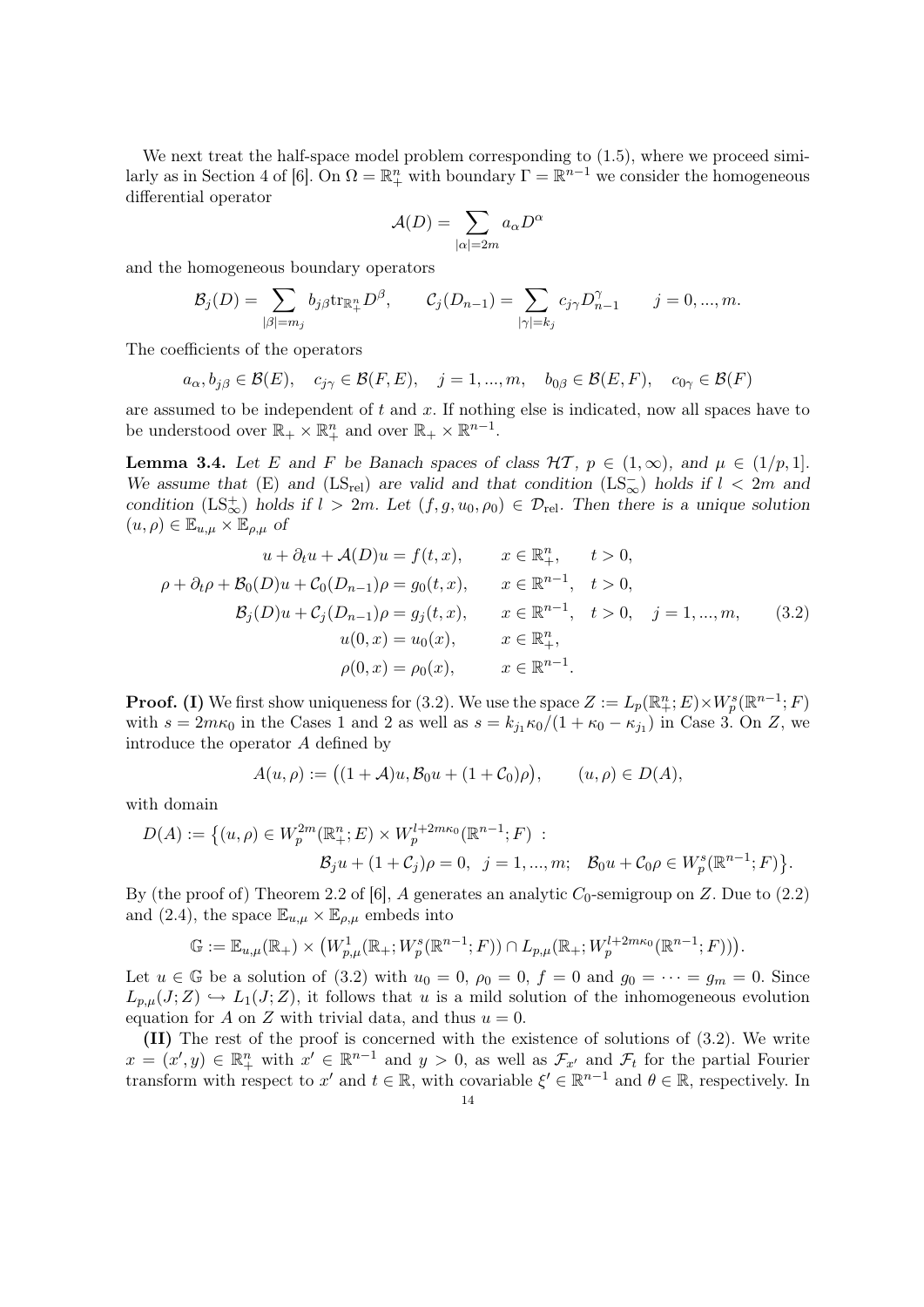We next treat the half-space model problem corresponding to (1.5), where we proceed similarly as in Section 4 of [6]. On $\Omega = \mathbb{R}^n_+$ with boundary $\Gamma = \mathbb{R}^{n-1}$ we consider the homogeneous differential operator

$$\mathcal{A}(D) = \sum_{|\alpha|=2m} a_\alpha D^\alpha$$

and the homogeneous boundary operators

$$\mathcal{B}_j(D) = \sum_{|\beta|=m_j} b_{j\beta} \mathrm{tr}_{\mathbb{R}^n_+} D^\beta, \qquad \mathcal{C}_j(D_{n-1}) = \sum_{|\gamma|=k_j} c_{j\gamma} D^\gamma_{n-1} \qquad j = 0, ..., m.$$

The coefficients of the operators

$$a_\alpha, b_{j\beta} \in \mathcal{B}(E), \quad c_{j\gamma} \in \mathcal{B}(F, E), \quad j = 1, ..., m, \quad b_{0\beta} \in \mathcal{B}(E, F), \quad c_{0\gamma} \in \mathcal{B}(F)$$

are assumed to be independent of $t$ and $x$. If nothing else is indicated, now all spaces have to be understood over $\mathbb{R}_+ \times \mathbb{R}^n_+$ and over $\mathbb{R}_+ \times \mathbb{R}^{n-1}$.

**Lemma 3.4.** *Let $E$ and $F$ be Banach spaces of class $\mathcal{HT}$, $p \in (1, \infty)$, and $\mu \in (1/p, 1]$. We assume that* (E) *and* (LS$_{\mathrm{rel}}$) *are valid and that condition* (LS$^-_\infty$) *holds if $l < 2m$ and condition* (LS$^+_\infty$) *holds if $l > 2m$. Let $(f, g, u_0, \rho_0) \in \mathcal{D}_{\mathrm{rel}}$. Then there is a unique solution $(u, \rho) \in \mathbb{E}_{u,\mu} \times \mathbb{E}_{\rho,\mu}$ of*

$$\begin{aligned}
u + \partial_t u + \mathcal{A}(D) u &= f(t, x), && x \in \mathbb{R}^n_+, \quad t > 0, \\
\rho + \partial_t \rho + \mathcal{B}_0(D) u + \mathcal{C}_0(D_{n-1}) \rho &= g_0(t, x), && x \in \mathbb{R}^{n-1}, \quad t > 0, \\
\mathcal{B}_j(D) u + \mathcal{C}_j(D_{n-1}) \rho &= g_j(t, x), && x \in \mathbb{R}^{n-1}, \quad t > 0, \quad j = 1, ..., m, \\
u(0, x) &= u_0(x), && x \in \mathbb{R}^n_+, \\
\rho(0, x) &= \rho_0(x), && x \in \mathbb{R}^{n-1}.
\end{aligned} \tag{3.2}$$

**Proof. (I)** We first show uniqueness for (3.2). We use the space $Z := L_p(\mathbb{R}^n_+; E) \times W^s_p(\mathbb{R}^{n-1}; F)$ with $s = 2m\kappa_0$ in the Cases 1 and 2 as well as $s = k_{j_1}\kappa_0/(1 + \kappa_0 - \kappa_{j_1})$ in Case 3. On $Z$, we introduce the operator $A$ defined by

$$A(u, \rho) := \big((1 + \mathcal{A}) u, \mathcal{B}_0 u + (1 + \mathcal{C}_0)\rho\big), \qquad (u, \rho) \in D(A),$$

with domain

$$\begin{aligned}
D(A) := \big\{(u, \rho) \in W^{2m}_p(\mathbb{R}^n_+; E) \times W^{l+2m\kappa_0}_p(\mathbb{R}^{n-1}; F) \ :& \\
\mathcal{B}_j u + (1 + \mathcal{C}_j)\rho = 0, \ \ j = 1, ..., m; \ \ & \mathcal{B}_0 u + \mathcal{C}_0 \rho \in W^s_p(\mathbb{R}^{n-1}; F)\big\}.
\end{aligned}$$

By (the proof of) Theorem 2.2 of [6], $A$ generates an analytic $C_0$-semigroup on $Z$. Due to (2.2) and (2.4), the space $\mathbb{E}_{u,\mu} \times \mathbb{E}_{\rho,\mu}$ embeds into

$$\mathbb{G} := \mathbb{E}_{u,\mu}(\mathbb{R}_+) \times \big(W^1_{p,\mu}(\mathbb{R}_+; W^s_p(\mathbb{R}^{n-1}; F)) \cap L_{p,\mu}(\mathbb{R}_+; W^{l+2m\kappa_0}_p(\mathbb{R}^{n-1}; F))\big).$$

Let $u \in \mathbb{G}$ be a solution of (3.2) with $u_0 = 0$, $\rho_0 = 0$, $f = 0$ and $g_0 = \cdots = g_m = 0$. Since $L_{p,\mu}(J; Z) \hookrightarrow L_1(J; Z)$, it follows that $u$ is a mild solution of the inhomogeneous evolution equation for $A$ on $Z$ with trivial data, and thus $u = 0$.

**(II)** The rest of the proof is concerned with the existence of solutions of (3.2). We write $x = (x', y) \in \mathbb{R}^n_+$ with $x' \in \mathbb{R}^{n-1}$ and $y > 0$, as well as $\mathcal{F}_{x'}$ and $\mathcal{F}_t$ for the partial Fourier transform with respect to $x'$ and $t \in \mathbb{R}$, with covariable $\xi' \in \mathbb{R}^{n-1}$ and $\theta \in \mathbb{R}$, respectively. In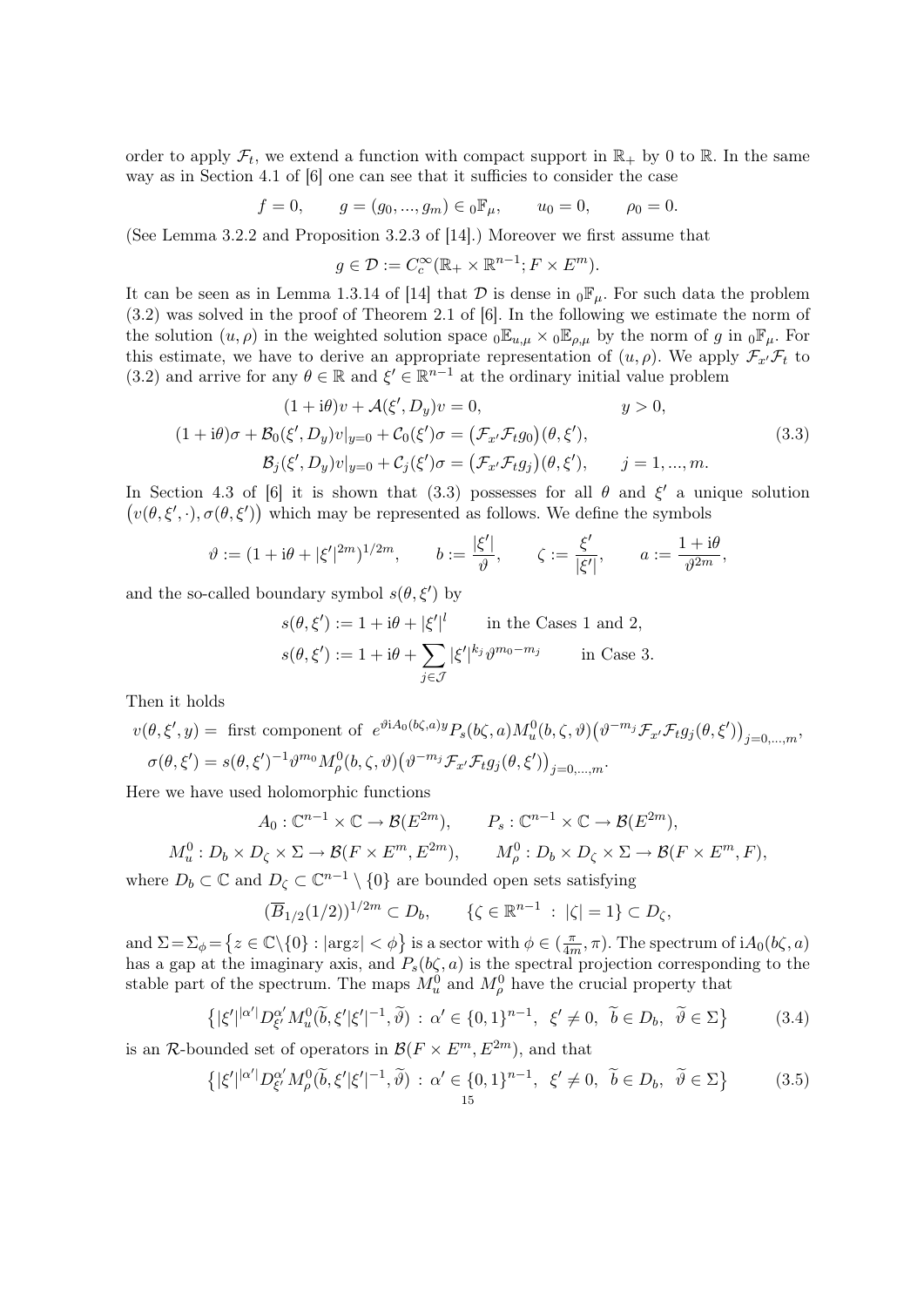order to apply $\mathcal{F}_t$, we extend a function with compact support in $\mathbb{R}_+$ by 0 to $\mathbb{R}$. In the same way as in Section 4.1 of [6] one can see that it sufficies to consider the case

$$f = 0, \qquad g = (g_0, ..., g_m) \in {_0\mathbb{F}_\mu}, \qquad u_0 = 0, \qquad \rho_0 = 0.$$

(See Lemma 3.2.2 and Proposition 3.2.3 of [14].) Moreover we first assume that

$$g \in \mathcal{D} := C_c^\infty(\mathbb{R}_+ \times \mathbb{R}^{n-1}; F \times E^m).$$

It can be seen as in Lemma 1.3.14 of [14] that $\mathcal{D}$ is dense in ${_0\mathbb{F}_\mu}$. For such data the problem (3.2) was solved in the proof of Theorem 2.1 of [6]. In the following we estimate the norm of the solution $(u, \rho)$ in the weighted solution space ${_0\mathbb{E}_{u,\mu}} \times {_0\mathbb{E}_{\rho,\mu}}$ by the norm of $g$ in ${_0\mathbb{F}_\mu}$. For this estimate, we have to derive an appropriate representation of $(u, \rho)$. We apply $\mathcal{F}_{x'}\mathcal{F}_t$ to (3.2) and arrive for any $\theta \in \mathbb{R}$ and $\xi' \in \mathbb{R}^{n-1}$ at the ordinary initial value problem

$$\begin{aligned} (1 + \mathrm{i}\theta)v + \mathcal{A}(\xi', D_y)v &= 0, & y > 0, \\ (1 + \mathrm{i}\theta)\sigma + \mathcal{B}_0(\xi', D_y)v|_{y=0} + \mathcal{C}_0(\xi')\sigma &= \big(\mathcal{F}_{x'}\mathcal{F}_t g_0\big)(\theta, \xi'), \\ \mathcal{B}_j(\xi', D_y)v|_{y=0} + \mathcal{C}_j(\xi')\sigma &= \big(\mathcal{F}_{x'}\mathcal{F}_t g_j\big)(\theta, \xi'), & j = 1, ..., m. \end{aligned} \tag{3.3}$$

In Section 4.3 of [6] it is shown that (3.3) possesses for all $\theta$ and $\xi'$ a unique solution $\big(v(\theta, \xi', \cdot), \sigma(\theta, \xi')\big)$ which may be represented as follows. We define the symbols

$$\vartheta := (1 + \mathrm{i}\theta + |\xi'|^{2m})^{1/2m}, \qquad b := \frac{|\xi'|}{\vartheta}, \qquad \zeta := \frac{\xi'}{|\xi'|}, \qquad a := \frac{1 + \mathrm{i}\theta}{\vartheta^{2m}},$$

and the so-called boundary symbol $s(\theta, \xi')$ by

$$\begin{aligned} s(\theta, \xi') &:= 1 + \mathrm{i}\theta + |\xi'|^l \qquad \text{in the Cases 1 and 2,} \\ s(\theta, \xi') &:= 1 + \mathrm{i}\theta + \sum_{j \in \mathcal{J}} |\xi'|^{k_j} \vartheta^{m_0 - m_j} \qquad \text{in Case 3.} \end{aligned}$$

Then it holds

$$\begin{aligned} v(\theta, \xi', y) &= \text{ first component of } \; e^{\vartheta \mathrm{i} A_0(b\zeta, a) y} P_s(b\zeta, a) M_u^0(b, \zeta, \vartheta)\big(\vartheta^{-m_j}\mathcal{F}_{x'}\mathcal{F}_t g_j(\theta, \xi')\big)_{j=0,...,m}, \\ \sigma(\theta, \xi') &= s(\theta, \xi')^{-1}\vartheta^{m_0} M_\rho^0(b, \zeta, \vartheta)\big(\vartheta^{-m_j}\mathcal{F}_{x'}\mathcal{F}_t g_j(\theta, \xi')\big)_{j=0,...,m}. \end{aligned}$$

Here we have used holomorphic functions

$$\begin{aligned} A_0 &: \mathbb{C}^{n-1} \times \mathbb{C} \to \mathcal{B}(E^{2m}), & P_s &: \mathbb{C}^{n-1} \times \mathbb{C} \to \mathcal{B}(E^{2m}), \\ M_u^0 &: D_b \times D_\zeta \times \Sigma \to \mathcal{B}(F \times E^m, E^{2m}), & M_\rho^0 &: D_b \times D_\zeta \times \Sigma \to \mathcal{B}(F \times E^m, F), \end{aligned}$$

where $D_b \subset \mathbb{C}$ and $D_\zeta \subset \mathbb{C}^{n-1} \setminus \{0\}$ are bounded open sets satisfying

$$(\overline{B}_{1/2}(1/2))^{1/2m} \subset D_b, \qquad \{\zeta \in \mathbb{R}^{n-1} \; : \; |\zeta| = 1\} \subset D_\zeta,$$

and $\Sigma = \Sigma_\phi = \big\{z \in \mathbb{C}\backslash\{0\} : |\mathrm{arg} z| < \phi\big\}$ is a sector with $\phi \in (\frac{\pi}{4m}, \pi)$. The spectrum of $\mathrm{i}A_0(b\zeta, a)$ has a gap at the imaginary axis, and $P_s(b\zeta, a)$ is the spectral projection corresponding to the stable part of the spectrum. The maps $M_u^0$ and $M_\rho^0$ have the crucial property that

$$\big\{|\xi'|^{|\alpha'|} D_{\xi'}^{\alpha'} M_u^0(\widetilde{b}, \xi'|\xi'|^{-1}, \widetilde{\vartheta}) \; : \; \alpha' \in \{0,1\}^{n-1}, \; \xi' \neq 0, \; \widetilde{b} \in D_b, \; \widetilde{\vartheta} \in \Sigma\big\} \tag{3.4}$$

is an $\mathcal{R}$-bounded set of operators in $\mathcal{B}(F \times E^m, E^{2m})$, and that

$$\big\{|\xi'|^{|\alpha'|} D_{\xi'}^{\alpha'} M_\rho^0(\widetilde{b}, \xi'|\xi'|^{-1}, \widetilde{\vartheta}) \; : \; \alpha' \in \{0,1\}^{n-1}, \; \xi' \neq 0, \; \widetilde{b} \in D_b, \; \widetilde{\vartheta} \in \Sigma\big\} \tag{3.5}$$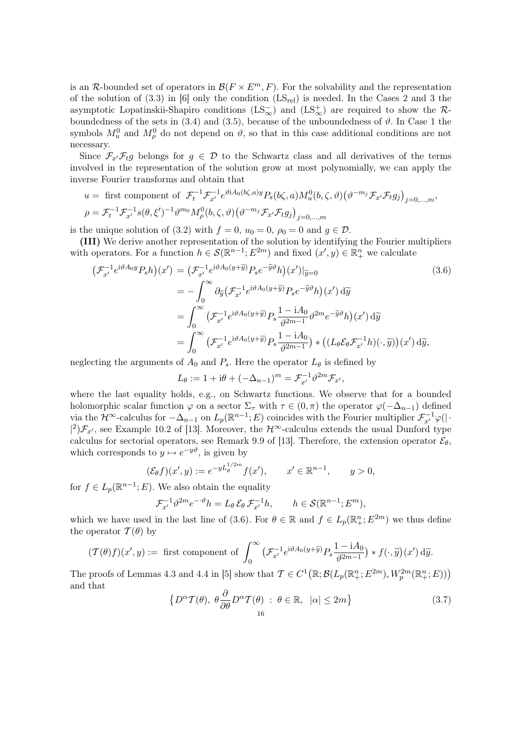is an $\mathcal{R}$-bounded set of operators in $\mathcal{B}(F \times E^m, F)$. For the solvability and the representation of the solution of (3.3) in [6] only the condition ($\mathrm{LS}_{\mathrm{rel}}$) is needed. In the Cases 2 and 3 the asymptotic Lopatinskii-Shapiro conditions ($\mathrm{LS}_\infty^-$) and ($\mathrm{LS}_\infty^+$) are required to show the $\mathcal{R}$-boundedness of the sets in (3.4) and (3.5), because of the unboundedness of $\vartheta$. In Case 1 the symbols $M_u^0$ and $M_\rho^0$ do not depend on $\vartheta$, so that in this case additional conditions are not necessary.

Since $\mathcal{F}_{x'}\mathcal{F}_t g$ belongs for $g \in \mathcal{D}$ to the Schwartz class and all derivatives of the terms involved in the representation of the solution grow at most polynomially, we can apply the inverse Fourier transforms and obtain that

$$
\begin{aligned}
u &= \text{ first component of } \mathcal{F}_t^{-1}\mathcal{F}_{x'}^{-1} e^{\vartheta \mathrm{i} A_0(b\zeta,a)y} P_s(b\zeta,a) M_u^0(b,\zeta,\vartheta)\big(\vartheta^{-m_j}\mathcal{F}_{x'}\mathcal{F}_t g_j\big)_{j=0,\dots,m},\\
\rho &= \mathcal{F}_t^{-1}\mathcal{F}_{x'}^{-1} s(\theta,\xi')^{-1}\vartheta^{m_0} M_\rho^0(b,\zeta,\vartheta)\big(\vartheta^{-m_j}\mathcal{F}_{x'}\mathcal{F}_t g_j\big)_{j=0,\dots,m}
\end{aligned}
$$

is the unique solution of (3.2) with $f = 0$, $u_0 = 0$, $\rho_0 = 0$ and $g \in \mathcal{D}$.

**(III)** We derive another representation of the solution by identifying the Fourier multipliers with operators. For a function $h \in \mathcal{S}(\mathbb{R}^{n-1}; E^{2m})$ and fixed $(x', y) \in \mathbb{R}^n_+$ we calculate

$$
\begin{aligned}
\big(\mathcal{F}_{x'}^{-1} e^{\mathrm{i}\vartheta A_0 y} P_s h\big)(x') &= \big(\mathcal{F}_{x'}^{-1} e^{\mathrm{i}\vartheta A_0 (y+\widetilde{y})} P_s e^{-\widetilde{y}\vartheta} h\big)(x')|_{\widetilde{y}=0} \\
&= -\int_0^\infty \partial_{\widetilde{y}}\big(\mathcal{F}_{x'}^{-1} e^{\mathrm{i}\vartheta A_0 (y+\widetilde{y})} P_s e^{-\widetilde{y}\vartheta} h\big)(x')\,\mathrm{d}\widetilde{y} \\
&= \int_0^\infty \big(\mathcal{F}_{x'}^{-1} e^{\mathrm{i}\vartheta A_0 (y+\widetilde{y})} P_s \frac{1-\mathrm{i}A_0}{\vartheta^{2m-1}}\vartheta^{2m} e^{-\widetilde{y}\vartheta} h\big)(x')\,\mathrm{d}\widetilde{y} \\
&= \int_0^\infty \big(\mathcal{F}_{x'}^{-1} e^{\mathrm{i}\vartheta A_0 (y+\widetilde{y})} P_s \frac{1-\mathrm{i}A_0}{\vartheta^{2m-1}}\big) * \big((L_\theta \mathcal{E}_\theta \mathcal{F}_{x'}^{-1} h)(\cdot,\widetilde{y})\big)(x')\,\mathrm{d}\widetilde{y},
\end{aligned}
\tag{3.6}
$$

neglecting the arguments of $A_0$ and $P_s$. Here the operator $L_\theta$ is defined by

$$
L_\theta := 1 + \mathrm{i}\theta + (-\Delta_{n-1})^m = \mathcal{F}_{x'}^{-1}\vartheta^{2m}\mathcal{F}_{x'},
$$

where the last equality holds, e.g., on Schwartz functions. We observe that for a bounded holomorphic scalar function $\varphi$ on a sector $\Sigma_\tau$ with $\tau \in (0,\pi)$ the operator $\varphi(-\Delta_{n-1})$ defined via the $\mathcal{H}^\infty$-calculus for $-\Delta_{n-1}$ on $L_p(\mathbb{R}^{n-1}; E)$ coincides with the Fourier multiplier $\mathcal{F}_{x'}^{-1}\varphi(|\cdot|^2)\mathcal{F}_{x'}$, see Example 10.2 of [13]. Moreover, the $\mathcal{H}^\infty$-calculus extends the usual Dunford type calculus for sectorial operators, see Remark 9.9 of [13]. Therefore, the extension operator $\mathcal{E}_\theta$, which corresponds to $y \mapsto e^{-y\vartheta}$, is given by

$$
(\mathcal{E}_\theta f)(x', y) := e^{-yL_\theta^{1/2m}} f(x'), \qquad x' \in \mathbb{R}^{n-1}, \qquad y > 0,
$$

for $f \in L_p(\mathbb{R}^{n-1}; E)$. We also obtain the equality

$$
\mathcal{F}_{x'}^{-1}\vartheta^{2m} e^{-\cdot\vartheta} h = L_\theta\, \mathcal{E}_\theta\, \mathcal{F}_{x'}^{-1} h, \qquad h \in \mathcal{S}(\mathbb{R}^{n-1}; E^m),
$$

which we have used in the last line of (3.6). For $\theta \in \mathbb{R}$ and $f \in L_p(\mathbb{R}^n_+; E^{2m})$ we thus define the operator $\mathcal{T}(\theta)$ by

$$
(\mathcal{T}(\theta) f)(x', y) := \text{ first component of } \int_0^\infty \big(\mathcal{F}_{x'}^{-1} e^{\mathrm{i}\vartheta A_0 (y+\widetilde{y})} P_s \frac{1-\mathrm{i}A_0}{\vartheta^{2m-1}}\big) * f(\cdot,\widetilde{y})(x')\,\mathrm{d}\widetilde{y}.
$$

The proofs of Lemmas 4.3 and 4.4 in [5] show that $\mathcal{T} \in C^1\big(\mathbb{R}; \mathcal{B}(L_p(\mathbb{R}^n_+; E^{2m}), W_p^{2m}(\mathbb{R}^n_+; E))\big)$ and that

$$
\big\{ D^\alpha \mathcal{T}(\theta),\ \theta \frac{\partial}{\partial\theta} D^\alpha \mathcal{T}(\theta) \ :\ \theta \in \mathbb{R},\ \ |\alpha| \le 2m \big\}
\tag{3.7}
$$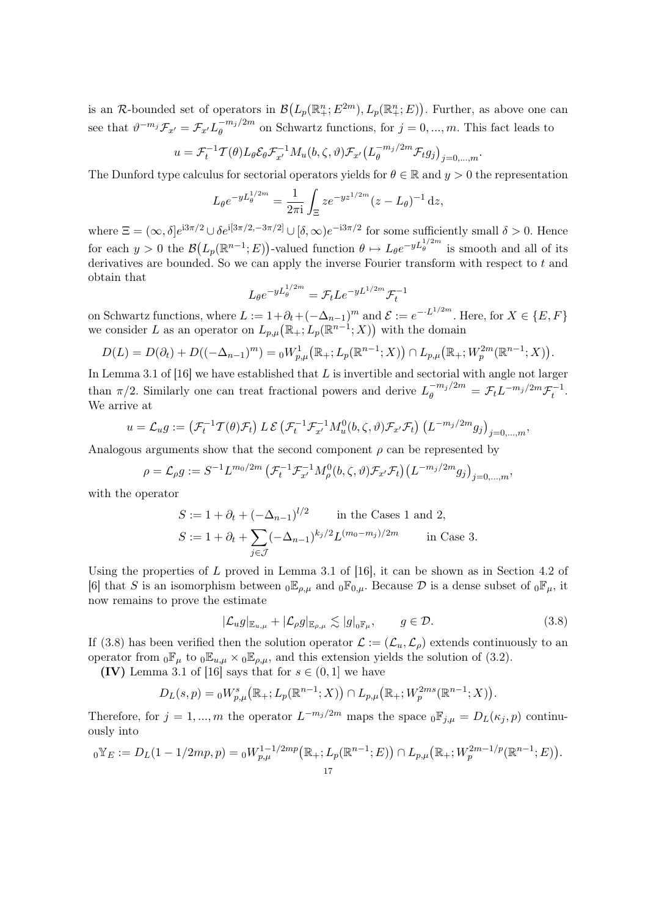is an $\mathcal{R}$-bounded set of operators in $\mathcal{B}\big(L_p(\mathbb{R}^n_+; E^{2m}), L_p(\mathbb{R}^n_+; E)\big)$. Further, as above one can see that $\vartheta^{-m_j}\mathcal{F}_{x'} = \mathcal{F}_{x'} L_\theta^{-m_j/2m}$ on Schwartz functions, for $j = 0, ..., m$. This fact leads to

$$u = \mathcal{F}_t^{-1}\mathcal{T}(\theta) L_\theta \mathcal{E}_\theta \mathcal{F}_{x'}^{-1} M_u(b,\zeta,\vartheta)\mathcal{F}_{x'}\big(L_\theta^{-m_j/2m}\mathcal{F}_t g_j\big)_{j=0,...,m}.$$

The Dunford type calculus for sectorial operators yields for $\theta \in \mathbb{R}$ and $y > 0$ the representation

$$L_\theta e^{-yL_\theta^{1/2m}} = \frac{1}{2\pi \mathrm{i}}\int_\Xi z e^{-yz^{1/2m}}(z - L_\theta)^{-1}\,\mathrm{d}z,$$

where $\Xi = (\infty, \delta]e^{\mathrm{i}3\pi/2} \cup \delta e^{\mathrm{i}[3\pi/2, -3\pi/2]} \cup [\delta, \infty)e^{-\mathrm{i}3\pi/2}$ for some sufficiently small $\delta > 0$. Hence for each $y > 0$ the $\mathcal{B}\big(L_p(\mathbb{R}^{n-1}; E)\big)$-valued function $\theta \mapsto L_\theta e^{-yL_\theta^{1/2m}}$ is smooth and all of its derivatives are bounded. So we can apply the inverse Fourier transform with respect to $t$ and obtain that

$$L_\theta e^{-yL_\theta^{1/2m}} = \mathcal{F}_t L e^{-yL^{1/2m}}\mathcal{F}_t^{-1}$$

on Schwartz functions, where $L := 1 + \partial_t + (-\Delta_{n-1})^m$ and $\mathcal{E} := e^{-\cdot L^{1/2m}}$. Here, for $X \in \{E, F\}$ we consider $L$ as an operator on $L_{p,\mu}\big(\mathbb{R}_+; L_p(\mathbb{R}^{n-1}; X)\big)$ with the domain

$$D(L) = D(\partial_t) + D((-\Delta_{n-1})^m) = {}_0W^1_{p,\mu}\big(\mathbb{R}_+; L_p(\mathbb{R}^{n-1}; X)\big) \cap L_{p,\mu}\big(\mathbb{R}_+; W^{2m}_p(\mathbb{R}^{n-1}; X)\big).$$

In Lemma 3.1 of [16] we have established that $L$ is invertible and sectorial with angle not larger than $\pi/2$. Similarly one can treat fractional powers and derive $L_\theta^{-m_j/2m} = \mathcal{F}_t L^{-m_j/2m}\mathcal{F}_t^{-1}$. We arrive at

$$u = \mathcal{L}_u g := \big(\mathcal{F}_t^{-1}\mathcal{T}(\theta)\mathcal{F}_t\big)\, L\,\mathcal{E}\,\big(\mathcal{F}_t^{-1}\mathcal{F}_{x'}^{-1} M_u^0(b,\zeta,\vartheta)\mathcal{F}_{x'}\mathcal{F}_t\big)\,\big(L^{-m_j/2m}g_j\big)_{j=0,...,m},$$

Analogous arguments show that the second component $\rho$ can be represented by

$$\rho = \mathcal{L}_\rho g := S^{-1}L^{m_0/2m}\,\big(\mathcal{F}_t^{-1}\mathcal{F}_{x'}^{-1}M_\rho^0(b,\zeta,\vartheta)\mathcal{F}_{x'}\mathcal{F}_t\big)\big(L^{-m_j/2m}g_j\big)_{j=0,...,m},$$

with the operator

$$S := 1 + \partial_t + (-\Delta_{n-1})^{l/2} \qquad \text{in the Cases 1 and 2,}$$

$$S := 1 + \partial_t + \sum_{j\in\mathcal{J}}(-\Delta_{n-1})^{k_j/2}L^{(m_0-m_j)/2m} \qquad \text{in Case 3.}$$

Using the properties of $L$ proved in Lemma 3.1 of [16], it can be shown as in Section 4.2 of [6] that $S$ is an isomorphism between ${}_0\mathbb{E}_{\rho,\mu}$ and ${}_0\mathbb{F}_{0,\mu}$. Because $\mathcal{D}$ is a dense subset of ${}_0\mathbb{F}_\mu$, it now remains to prove the estimate

$$|\mathcal{L}_u g|_{\mathbb{E}_{u,\mu}} + |\mathcal{L}_\rho g|_{\mathbb{E}_{\rho,\mu}} \lesssim |g|_{{}_0\mathbb{F}_\mu}, \qquad g \in \mathcal{D}. \tag{3.8}$$

If (3.8) has been verified then the solution operator $\mathcal{L} := (\mathcal{L}_u, \mathcal{L}_\rho)$ extends continuously to an operator from ${}_0\mathbb{F}_\mu$ to ${}_0\mathbb{E}_{u,\mu} \times {}_0\mathbb{E}_{\rho,\mu}$, and this extension yields the solution of (3.2).

**(IV)** Lemma 3.1 of [16] says that for $s \in (0, 1]$ we have

$$D_L(s,p) = {}_0W^s_{p,\mu}\big(\mathbb{R}_+; L_p(\mathbb{R}^{n-1}; X)\big) \cap L_{p,\mu}\big(\mathbb{R}_+; W^{2ms}_p(\mathbb{R}^{n-1}; X)\big).$$

Therefore, for $j = 1, ..., m$ the operator $L^{-m_j/2m}$ maps the space ${}_0\mathbb{F}_{j,\mu} = D_L(\kappa_j, p)$ continuously into

$${}_0\mathbb{Y}_E := D_L(1 - 1/2mp, p) = {}_0W^{1-1/2mp}_{p,\mu}\big(\mathbb{R}_+; L_p(\mathbb{R}^{n-1}; E)\big) \cap L_{p,\mu}\big(\mathbb{R}_+; W^{2m-1/p}_p(\mathbb{R}^{n-1}; E)\big).$$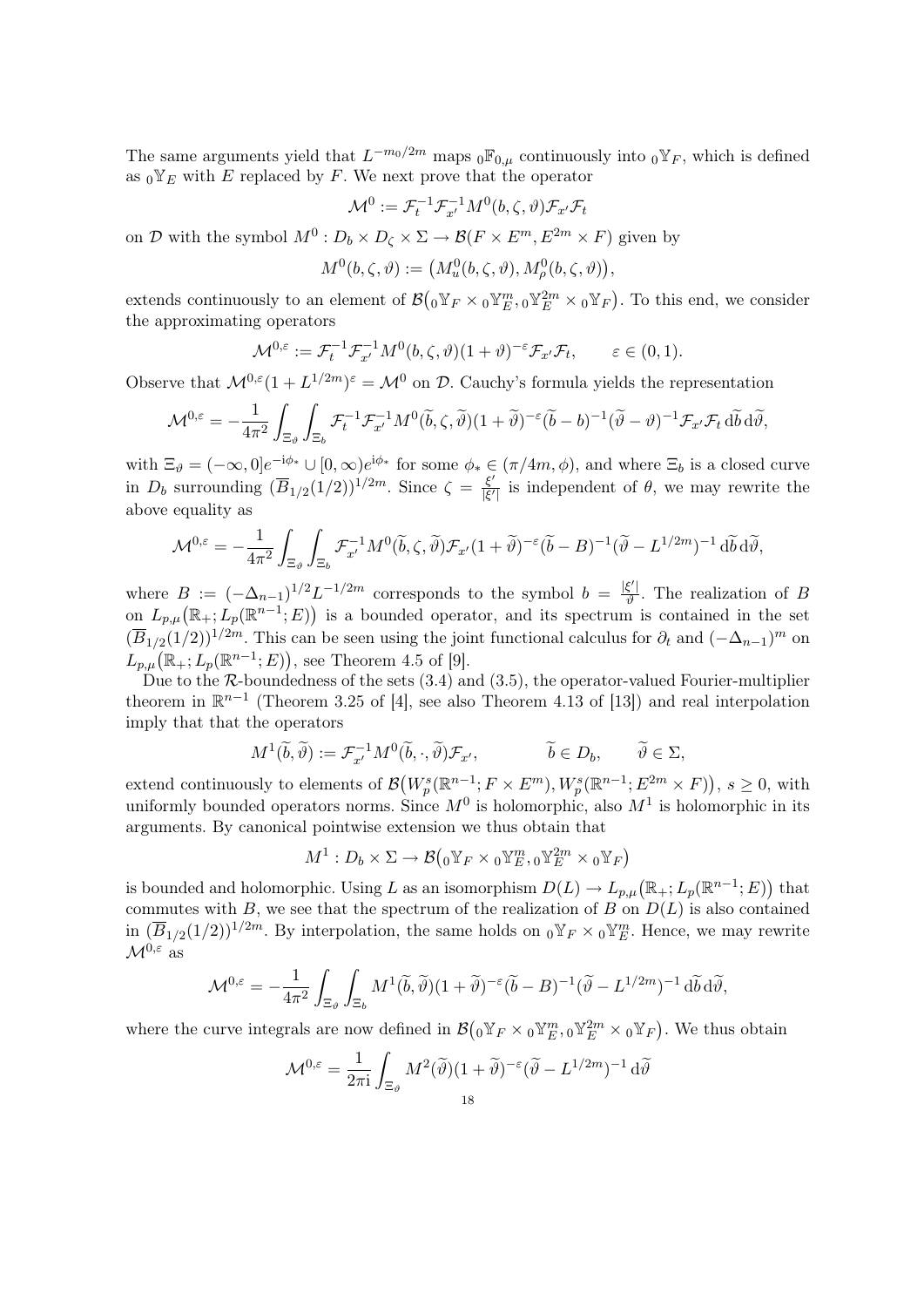The same arguments yield that $L^{-m_0/2m}$ maps ${}_0\mathbb{F}_{0,\mu}$ continuously into ${}_0\mathbb{Y}_F$, which is defined as ${}_0\mathbb{Y}_E$ with $E$ replaced by $F$. We next prove that the operator

$$\mathcal{M}^0 := \mathcal{F}_t^{-1}\mathcal{F}_{x'}^{-1} M^0(b,\zeta,\vartheta)\mathcal{F}_{x'}\mathcal{F}_t$$

on $\mathcal{D}$ with the symbol $M^0 : D_b \times D_\zeta \times \Sigma \to \mathcal{B}(F \times E^m, E^{2m} \times F)$ given by

$$M^0(b,\zeta,\vartheta) := \big(M_u^0(b,\zeta,\vartheta), M_\rho^0(b,\zeta,\vartheta)\big),$$

extends continuously to an element of $\mathcal{B}\big({}_0\mathbb{Y}_F \times {}_0\mathbb{Y}_E^m, {}_0\mathbb{Y}_E^{2m} \times {}_0\mathbb{Y}_F\big)$. To this end, we consider the approximating operators

$$\mathcal{M}^{0,\varepsilon} := \mathcal{F}_t^{-1}\mathcal{F}_{x'}^{-1} M^0(b,\zeta,\vartheta)(1+\vartheta)^{-\varepsilon}\mathcal{F}_{x'}\mathcal{F}_t, \qquad \varepsilon \in (0,1).$$

Observe that $\mathcal{M}^{0,\varepsilon}(1+L^{1/2m})^\varepsilon = \mathcal{M}^0$ on $\mathcal{D}$. Cauchy's formula yields the representation

$$\mathcal{M}^{0,\varepsilon} = -\frac{1}{4\pi^2}\int_{\Xi_\vartheta}\int_{\Xi_b} \mathcal{F}_t^{-1}\mathcal{F}_{x'}^{-1} M^0(\widetilde{b},\zeta,\widetilde{\vartheta})(1+\widetilde{\vartheta})^{-\varepsilon}(\widetilde{b}-b)^{-1}(\widetilde{\vartheta}-\vartheta)^{-1}\mathcal{F}_{x'}\mathcal{F}_t \,\mathrm{d}\widetilde{b}\,\mathrm{d}\widetilde{\vartheta},$$

with $\Xi_\vartheta = (-\infty, 0]e^{-\mathrm{i}\phi_*} \cup [0,\infty)e^{\mathrm{i}\phi_*}$ for some $\phi_* \in (\pi/4m, \phi)$, and where $\Xi_b$ is a closed curve in $D_b$ surrounding $(\overline{B}_{1/2}(1/2))^{1/2m}$. Since $\zeta = \frac{\xi'}{|\xi'|}$ is independent of $\theta$, we may rewrite the above equality as

$$\mathcal{M}^{0,\varepsilon} = -\frac{1}{4\pi^2}\int_{\Xi_\vartheta}\int_{\Xi_b} \mathcal{F}_{x'}^{-1} M^0(\widetilde{b},\zeta,\widetilde{\vartheta})\mathcal{F}_{x'}(1+\widetilde{\vartheta})^{-\varepsilon}(\widetilde{b}-B)^{-1}(\widetilde{\vartheta}-L^{1/2m})^{-1} \,\mathrm{d}\widetilde{b}\,\mathrm{d}\widetilde{\vartheta},$$

where $B := (-\Delta_{n-1})^{1/2}L^{-1/2m}$ corresponds to the symbol $b = \frac{|\xi'|}{\vartheta}$. The realization of $B$ on $L_{p,\mu}\big(\mathbb{R}_+; L_p(\mathbb{R}^{n-1};E)\big)$ is a bounded operator, and its spectrum is contained in the set $(\overline{B}_{1/2}(1/2))^{1/2m}$. This can be seen using the joint functional calculus for $\partial_t$ and $(-\Delta_{n-1})^m$ on $L_{p,\mu}\big(\mathbb{R}_+; L_p(\mathbb{R}^{n-1};E)\big)$, see Theorem 4.5 of [9].

Due to the $\mathcal{R}$-boundedness of the sets (3.4) and (3.5), the operator-valued Fourier-multiplier theorem in $\mathbb{R}^{n-1}$ (Theorem 3.25 of [4], see also Theorem 4.13 of [13]) and real interpolation imply that that the operators

$$M^1(\widetilde{b},\widetilde{\vartheta}) := \mathcal{F}_{x'}^{-1} M^0(\widetilde{b},\cdot,\widetilde{\vartheta})\mathcal{F}_{x'}, \qquad \widetilde{b} \in D_b, \qquad \widetilde{\vartheta} \in \Sigma,$$

extend continuously to elements of $\mathcal{B}\big(W_p^s(\mathbb{R}^{n-1}; F \times E^m), W_p^s(\mathbb{R}^{n-1}; E^{2m} \times F)\big)$, $s \geq 0$, with uniformly bounded operators norms. Since $M^0$ is holomorphic, also $M^1$ is holomorphic in its arguments. By canonical pointwise extension we thus obtain that

$$M^1 : D_b \times \Sigma \to \mathcal{B}\big({}_0\mathbb{Y}_F \times {}_0\mathbb{Y}_E^m, {}_0\mathbb{Y}_E^{2m} \times {}_0\mathbb{Y}_F\big)$$

is bounded and holomorphic. Using $L$ as an isomorphism $D(L) \to L_{p,\mu}\big(\mathbb{R}_+; L_p(\mathbb{R}^{n-1};E)\big)$ that commutes with $B$, we see that the spectrum of the realization of $B$ on $D(L)$ is also contained in $(\overline{B}_{1/2}(1/2))^{1/2m}$. By interpolation, the same holds on ${}_0\mathbb{Y}_F \times {}_0\mathbb{Y}_E^m$. Hence, we may rewrite $\mathcal{M}^{0,\varepsilon}$ as

$$\mathcal{M}^{0,\varepsilon} = -\frac{1}{4\pi^2}\int_{\Xi_\vartheta}\int_{\Xi_b} M^1(\widetilde{b},\widetilde{\vartheta})(1+\widetilde{\vartheta})^{-\varepsilon}(\widetilde{b}-B)^{-1}(\widetilde{\vartheta}-L^{1/2m})^{-1} \,\mathrm{d}\widetilde{b}\,\mathrm{d}\widetilde{\vartheta},$$

where the curve integrals are now defined in $\mathcal{B}\big({}_0\mathbb{Y}_F \times {}_0\mathbb{Y}_E^m, {}_0\mathbb{Y}_E^{2m} \times {}_0\mathbb{Y}_F\big)$. We thus obtain

$$\mathcal{M}^{0,\varepsilon} = \frac{1}{2\pi\mathrm{i}}\int_{\Xi_\vartheta} M^2(\widetilde{\vartheta})(1+\widetilde{\vartheta})^{-\varepsilon}(\widetilde{\vartheta}-L^{1/2m})^{-1}\,\mathrm{d}\widetilde{\vartheta}$$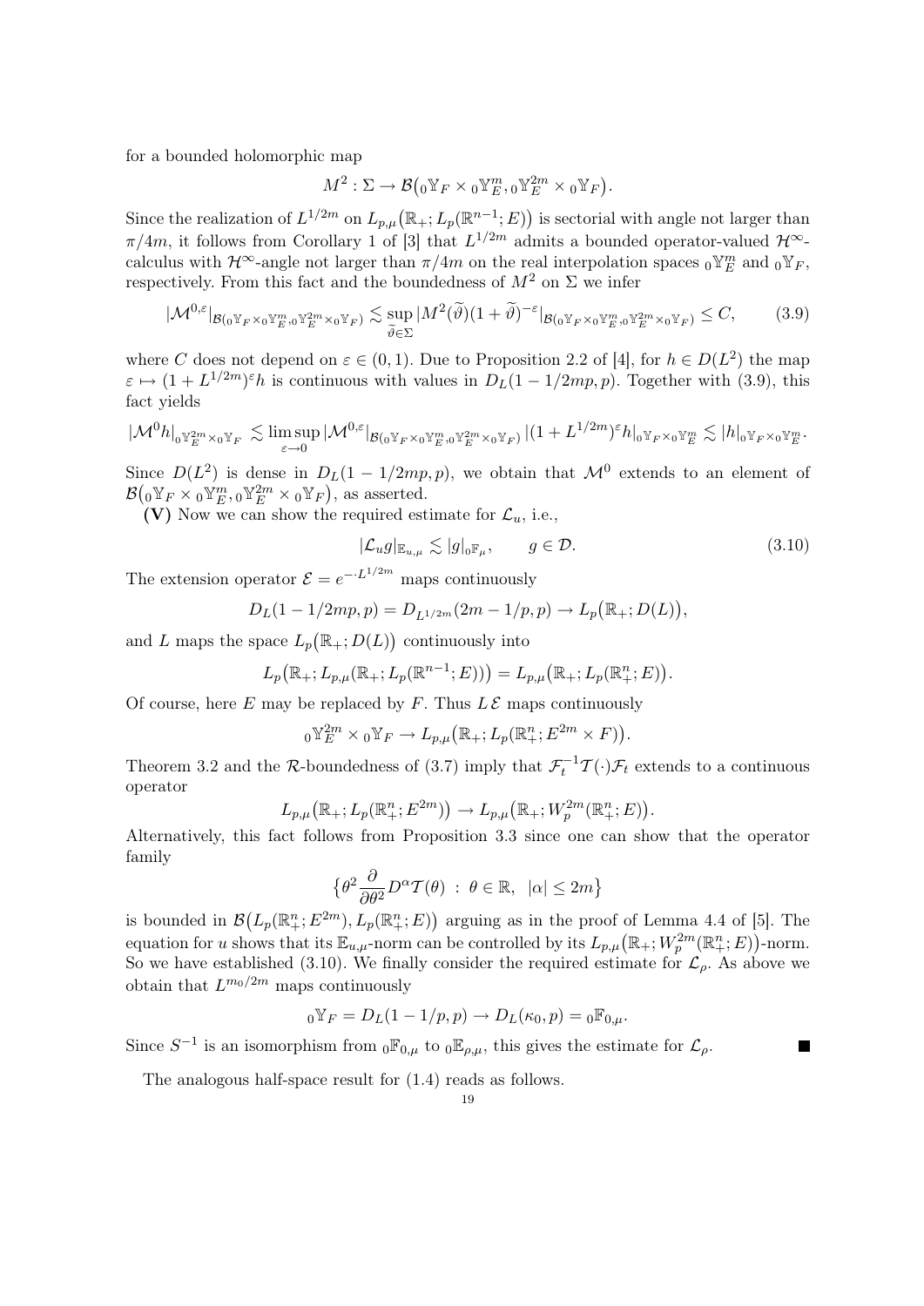for a bounded holomorphic map

$$M^2 : \Sigma \to \mathcal{B}\big({}_0\mathbb{Y}_F \times {}_0\mathbb{Y}_E^m, {}_0\mathbb{Y}_E^{2m} \times {}_0\mathbb{Y}_F\big).$$

Since the realization of $L^{1/2m}$ on $L_{p,\mu}\big(\mathbb{R}_+; L_p(\mathbb{R}^{n-1}; E)\big)$ is sectorial with angle not larger than $\pi/4m$, it follows from Corollary 1 of [3] that $L^{1/2m}$ admits a bounded operator-valued $\mathcal{H}^\infty$-calculus with $\mathcal{H}^\infty$-angle not larger than $\pi/4m$ on the real interpolation spaces ${}_0\mathbb{Y}_E^m$ and ${}_0\mathbb{Y}_F$, respectively. From this fact and the boundedness of $M^2$ on $\Sigma$ we infer

$$|\mathcal{M}^{0,\varepsilon}|_{\mathcal{B}({}_0\mathbb{Y}_F \times {}_0\mathbb{Y}_E^m, {}_0\mathbb{Y}_E^{2m} \times {}_0\mathbb{Y}_F)} \lesssim \sup_{\widetilde{\vartheta} \in \Sigma} |M^2(\widetilde{\vartheta})(1+\widetilde{\vartheta})^{-\varepsilon}|_{\mathcal{B}({}_0\mathbb{Y}_F \times {}_0\mathbb{Y}_E^m, {}_0\mathbb{Y}_E^{2m} \times {}_0\mathbb{Y}_F)} \leq C, \tag{3.9}$$

where $C$ does not depend on $\varepsilon \in (0,1)$. Due to Proposition 2.2 of [4], for $h \in D(L^2)$ the map $\varepsilon \mapsto (1+L^{1/2m})^\varepsilon h$ is continuous with values in $D_L(1-1/2mp, p)$. Together with (3.9), this fact yields

$$|\mathcal{M}^0 h|_{{}_0\mathbb{Y}_E^{2m} \times {}_0\mathbb{Y}_F} \lesssim \limsup_{\varepsilon \to 0} |\mathcal{M}^{0,\varepsilon}|_{\mathcal{B}({}_0\mathbb{Y}_F \times {}_0\mathbb{Y}_E^m, {}_0\mathbb{Y}_E^{2m} \times {}_0\mathbb{Y}_F)} \, |(1+L^{1/2m})^\varepsilon h|_{{}_0\mathbb{Y}_F \times {}_0\mathbb{Y}_E^m} \lesssim |h|_{{}_0\mathbb{Y}_F \times {}_0\mathbb{Y}_E^m}.$$

Since $D(L^2)$ is dense in $D_L(1-1/2mp, p)$, we obtain that $\mathcal{M}^0$ extends to an element of $\mathcal{B}\big({}_0\mathbb{Y}_F \times {}_0\mathbb{Y}_E^m, {}_0\mathbb{Y}_E^{2m} \times {}_0\mathbb{Y}_F\big)$, as asserted.

**(V)** Now we can show the required estimate for $\mathcal{L}_u$, i.e.,

$$|\mathcal{L}_u g|_{\mathbb{E}_{u,\mu}} \lesssim |g|_{{}_0\mathbb{F}_\mu}, \qquad g \in \mathcal{D}. \tag{3.10}$$

The extension operator $\mathcal{E} = e^{-\cdot L^{1/2m}}$ maps continuously

$$D_L(1-1/2mp, p) = D_{L^{1/2m}}(2m-1/p, p) \to L_p\big(\mathbb{R}_+; D(L)\big),$$

and $L$ maps the space $L_p\big(\mathbb{R}_+; D(L)\big)$ continuously into

$$L_p\big(\mathbb{R}_+; L_{p,\mu}(\mathbb{R}_+; L_p(\mathbb{R}^{n-1}; E))\big) = L_{p,\mu}\big(\mathbb{R}_+; L_p(\mathbb{R}^n_+; E)\big).$$

Of course, here $E$ may be replaced by $F$. Thus $L\,\mathcal{E}$ maps continuously

$${}_0\mathbb{Y}_E^{2m} \times {}_0\mathbb{Y}_F \to L_{p,\mu}\big(\mathbb{R}_+; L_p(\mathbb{R}^n_+; E^{2m} \times F)\big).$$

Theorem 3.2 and the $\mathcal{R}$-boundedness of (3.7) imply that $\mathcal{F}_t^{-1}\mathcal{T}(\cdot)\mathcal{F}_t$ extends to a continuous operator

$$L_{p,\mu}\big(\mathbb{R}_+; L_p(\mathbb{R}^n_+; E^{2m})\big) \to L_{p,\mu}\big(\mathbb{R}_+; W_p^{2m}(\mathbb{R}^n_+; E)\big).$$

Alternatively, this fact follows from Proposition 3.3 since one can show that the operator family

$$\big\{\theta^2 \frac{\partial}{\partial \theta^2} D^\alpha \mathcal{T}(\theta) \;:\; \theta \in \mathbb{R},\;\; |\alpha| \leq 2m\big\}$$

is bounded in $\mathcal{B}\big(L_p(\mathbb{R}^n_+; E^{2m}), L_p(\mathbb{R}^n_+; E)\big)$ arguing as in the proof of Lemma 4.4 of [5]. The equation for $u$ shows that its $\mathbb{E}_{u,\mu}$-norm can be controlled by its $L_{p,\mu}\big(\mathbb{R}_+; W_p^{2m}(\mathbb{R}^n_+; E)\big)$-norm. So we have established (3.10). We finally consider the required estimate for $\mathcal{L}_\rho$. As above we obtain that $L^{m_0/2m}$ maps continuously

$${}_0\mathbb{Y}_F = D_L(1-1/p, p) \to D_L(\kappa_0, p) = {}_0\mathbb{F}_{0,\mu}.$$

Since $S^{-1}$ is an isomorphism from ${}_0\mathbb{F}_{0,\mu}$ to ${}_0\mathbb{E}_{\rho,\mu}$, this gives the estimate for $\mathcal{L}_\rho$. ■

The analogous half-space result for (1.4) reads as follows.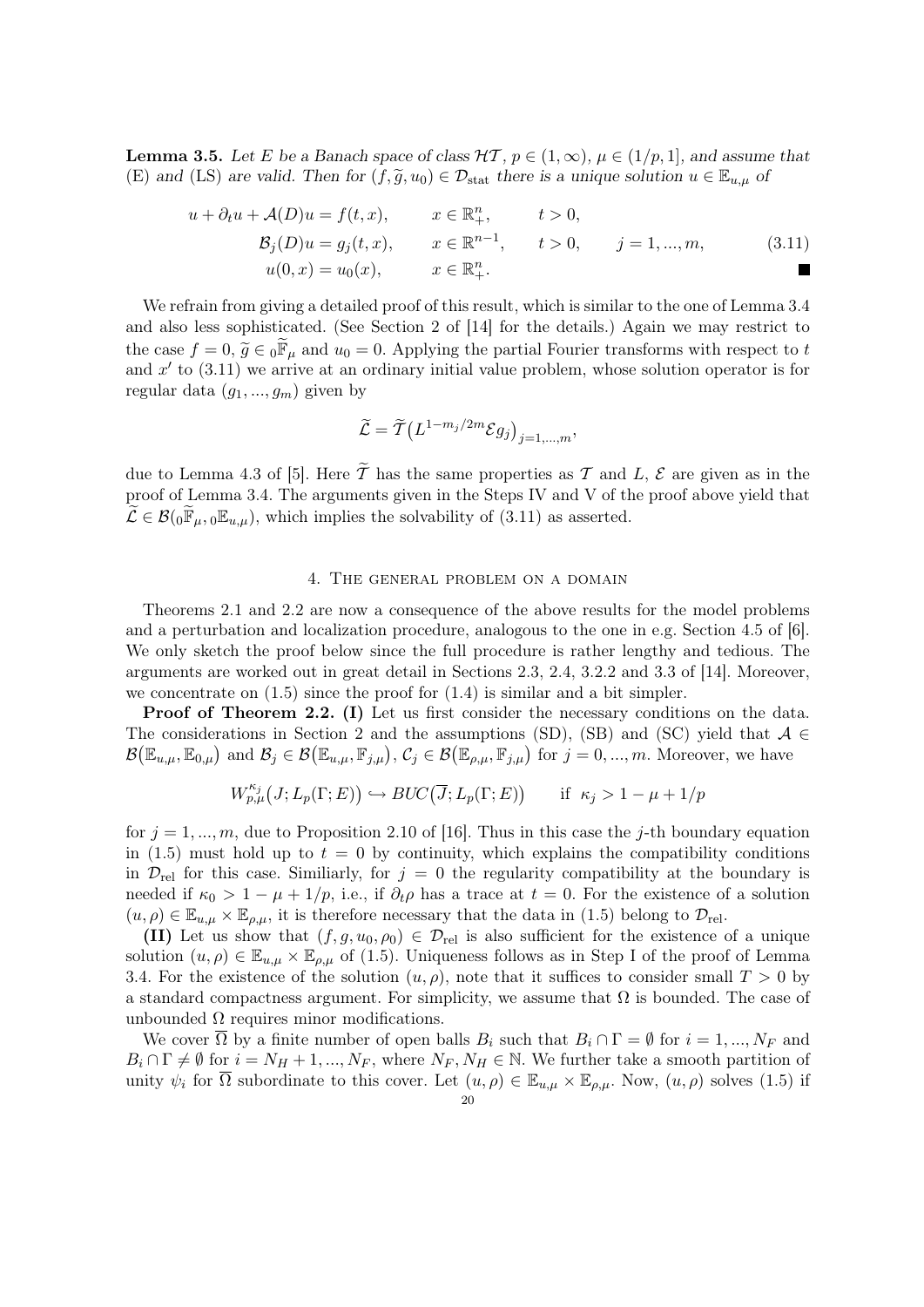**Lemma 3.5.** *Let $E$ be a Banach space of class $\mathcal{HT}$, $p \in (1,\infty)$, $\mu \in (1/p, 1]$, and assume that* (E) *and* (LS) *are valid. Then for $(f, \widetilde{g}, u_0) \in \mathcal{D}_{\rm stat}$ there is a unique solution $u \in \mathbb{E}_{u,\mu}$ of*

$$
\begin{aligned}
u + \partial_t u + \mathcal{A}(D) u &= f(t,x), && x \in \mathbb{R}^n_+, && t>0,\\
\mathcal{B}_j(D) u &= g_j(t,x), && x \in \mathbb{R}^{n-1}, && t>0, \qquad j = 1,...,m,\\
u(0,x) &= u_0(x), && x \in \mathbb{R}^n_+.
\end{aligned}
\tag{3.11}
$$

■

We refrain from giving a detailed proof of this result, which is similar to the one of Lemma 3.4 and also less sophisticated. (See Section 2 of [14] for the details.) Again we may restrict to the case $f = 0$, $\widetilde{g} \in {}_0\widetilde{\mathbb{F}}_\mu$ and $u_0 = 0$. Applying the partial Fourier transforms with respect to $t$ and $x'$ to (3.11) we arrive at an ordinary initial value problem, whose solution operator is for regular data $(g_1, ..., g_m)$ given by

$$
\widetilde{\mathcal{L}} = \widetilde{\mathcal{T}}\big(L^{1-m_j/2m}\mathcal{E} g_j\big)_{j=1,...,m},
$$

due to Lemma 4.3 of [5]. Here $\widetilde{\mathcal{T}}$ has the same properties as $\mathcal{T}$ and $L$, $\mathcal{E}$ are given as in the proof of Lemma 3.4. The arguments given in the Steps IV and V of the proof above yield that $\widetilde{\mathcal{L}} \in \mathcal{B}({}_0\widetilde{\mathbb{F}}_\mu, {}_0\mathbb{E}_{u,\mu})$, which implies the solvability of (3.11) as asserted.

## 4. The general problem on a domain

Theorems 2.1 and 2.2 are now a consequence of the above results for the model problems and a perturbation and localization procedure, analogous to the one in e.g. Section 4.5 of [6]. We only sketch the proof below since the full procedure is rather lengthy and tedious. The arguments are worked out in great detail in Sections 2.3, 2.4, 3.2.2 and 3.3 of [14]. Moreover, we concentrate on (1.5) since the proof for (1.4) is similar and a bit simpler.

**Proof of Theorem 2.2. (I)** Let us first consider the necessary conditions on the data. The considerations in Section 2 and the assumptions (SD), (SB) and (SC) yield that $\mathcal{A} \in \mathcal{B}\big(\mathbb{E}_{u,\mu}, \mathbb{E}_{0,\mu}\big)$ and $\mathcal{B}_j \in \mathcal{B}\big(\mathbb{E}_{u,\mu}, \mathbb{F}_{j,\mu}\big)$, $\mathcal{C}_j \in \mathcal{B}\big(\mathbb{E}_{\rho,\mu}, \mathbb{F}_{j,\mu}\big)$ for $j = 0, ..., m$. Moreover, we have

$$
W^{\kappa_j}_{p,\mu}\big(J; L_p(\Gamma; E)\big) \hookrightarrow BUC\big(\overline{J}; L_p(\Gamma;E)\big) \qquad \text{if } \kappa_j > 1 - \mu + 1/p
$$

for $j = 1, ..., m$, due to Proposition 2.10 of [16]. Thus in this case the $j$-th boundary equation in (1.5) must hold up to $t = 0$ by continuity, which explains the compatibility conditions in $\mathcal{D}_{\rm rel}$ for this case. Similiarly, for $j = 0$ the regularity compatibility at the boundary is needed if $\kappa_0 > 1 - \mu + 1/p$, i.e., if $\partial_t \rho$ has a trace at $t = 0$. For the existence of a solution $(u, \rho) \in \mathbb{E}_{u,\mu} \times \mathbb{E}_{\rho,\mu}$, it is therefore necessary that the data in (1.5) belong to $\mathcal{D}_{\rm rel}$.

**(II)** Let us show that $(f, g, u_0, \rho_0) \in \mathcal{D}_{\rm rel}$ is also sufficient for the existence of a unique solution $(u, \rho) \in \mathbb{E}_{u,\mu} \times \mathbb{E}_{\rho,\mu}$ of (1.5). Uniqueness follows as in Step I of the proof of Lemma 3.4. For the existence of the solution $(u, \rho)$, note that it suffices to consider small $T > 0$ by a standard compactness argument. For simplicity, we assume that $\Omega$ is bounded. The case of unbounded $\Omega$ requires minor modifications.

We cover $\overline{\Omega}$ by a finite number of open balls $B_i$ such that $B_i \cap \Gamma = \emptyset$ for $i = 1, ..., N_F$ and $B_i \cap \Gamma \neq \emptyset$ for $i = N_H + 1, ..., N_F$, where $N_F, N_H \in \mathbb{N}$. We further take a smooth partition of unity $\psi_i$ for $\overline{\Omega}$ subordinate to this cover. Let $(u, \rho) \in \mathbb{E}_{u,\mu} \times \mathbb{E}_{\rho,\mu}$. Now, $(u, \rho)$ solves (1.5) if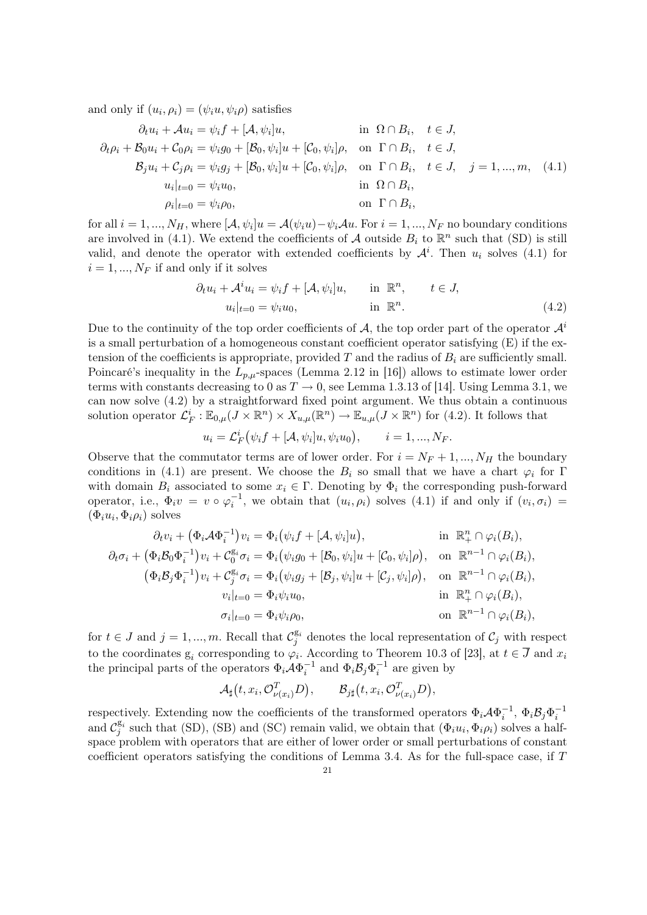and only if $(u_i, \rho_i) = (\psi_i u, \psi_i \rho)$ satisfies

$$
\begin{aligned}
\partial_t u_i + \mathcal{A} u_i &= \psi_i f + [\mathcal{A}, \psi_i] u, && \text{in } \Omega \cap B_i, \quad t \in J, \\
\partial_t \rho_i + \mathcal{B}_0 u_i + \mathcal{C}_0 \rho_i &= \psi_i g_0 + [\mathcal{B}_0, \psi_i] u + [\mathcal{C}_0, \psi_i] \rho, && \text{on } \Gamma \cap B_i, \quad t \in J, \\
\mathcal{B}_j u_i + \mathcal{C}_j \rho_i &= \psi_i g_j + [\mathcal{B}_0, \psi_i] u + [\mathcal{C}_0, \psi_i] \rho, && \text{on } \Gamma \cap B_i, \quad t \in J, \quad j = 1, ..., m, \\
u_i|_{t=0} &= \psi_i u_0, && \text{in } \Omega \cap B_i, \\
\rho_i|_{t=0} &= \psi_i \rho_0, && \text{on } \Gamma \cap B_i,
\end{aligned}
\tag{4.1}
$$

for all $i = 1, ..., N_H$, where $[\mathcal{A}, \psi_i] u = \mathcal{A}(\psi_i u) - \psi_i \mathcal{A} u$. For $i = 1, ..., N_F$ no boundary conditions are involved in (4.1). We extend the coefficients of $\mathcal{A}$ outside $B_i$ to $\mathbb{R}^n$ such that (SD) is still valid, and denote the operator with extended coefficients by $\mathcal{A}^i$. Then $u_i$ solves (4.1) for $i = 1, ..., N_F$ if and only if it solves

$$
\begin{aligned}
\partial_t u_i + \mathcal{A}^i u_i &= \psi_i f + [\mathcal{A}, \psi_i] u, && \text{in } \mathbb{R}^n, \qquad t \in J, \\
u_i|_{t=0} &= \psi_i u_0, && \text{in } \mathbb{R}^n.
\end{aligned}
\tag{4.2}
$$

Due to the continuity of the top order coefficients of $\mathcal{A}$, the top order part of the operator $\mathcal{A}^i$ is a small perturbation of a homogeneous constant coefficient operator satisfying (E) if the extension of the coefficients is appropriate, provided $T$ and the radius of $B_i$ are sufficiently small. Poincaré's inequality in the $L_{p,\mu}$-spaces (Lemma 2.12 in [16]) allows to estimate lower order terms with constants decreasing to 0 as $T \to 0$, see Lemma 1.3.13 of [14]. Using Lemma 3.1, we can now solve (4.2) by a straightforward fixed point argument. We thus obtain a continuous solution operator $\mathcal{L}_F^i : \mathbb{E}_{0,\mu}(J \times \mathbb{R}^n) \times X_{u,\mu}(\mathbb{R}^n) \to \mathbb{E}_{u,\mu}(J \times \mathbb{R}^n)$ for (4.2). It follows that

$$
u_i = \mathcal{L}_F^i \big( \psi_i f + [\mathcal{A}, \psi_i] u, \psi_i u_0 \big), \qquad i = 1, ..., N_F.
$$

Observe that the commutator terms are of lower order. For $i = N_F + 1, ..., N_H$ the boundary conditions in (4.1) are present. We choose the $B_i$ so small that we have a chart $\varphi_i$ for $\Gamma$ with domain $B_i$ associated to some $x_i \in \Gamma$. Denoting by $\Phi_i$ the corresponding push-forward operator, i.e., $\Phi_i v = v \circ \varphi_i^{-1}$, we obtain that $(u_i, \rho_i)$ solves (4.1) if and only if $(v_i, \sigma_i) = (\Phi_i u_i, \Phi_i \rho_i)$ solves

$$
\begin{aligned}
\partial_t v_i + \big( \Phi_i \mathcal{A} \Phi_i^{-1} \big) v_i &= \Phi_i \big( \psi_i f + [\mathcal{A}, \psi_i] u \big), && \text{in } \mathbb{R}^n_+ \cap \varphi_i(B_i), \\
\partial_t \sigma_i + \big( \Phi_i \mathcal{B}_0 \Phi_i^{-1} \big) v_i + \mathcal{C}_0^{g_i} \sigma_i &= \Phi_i \big( \psi_i g_0 + [\mathcal{B}_0, \psi_i] u + [\mathcal{C}_0, \psi_i] \rho \big), && \text{on } \mathbb{R}^{n-1} \cap \varphi_i(B_i), \\
\big( \Phi_i \mathcal{B}_j \Phi_i^{-1} \big) v_i + \mathcal{C}_j^{g_i} \sigma_i &= \Phi_i \big( \psi_i g_j + [\mathcal{B}_j, \psi_i] u + [\mathcal{C}_j, \psi_i] \rho \big), && \text{on } \mathbb{R}^{n-1} \cap \varphi_i(B_i), \\
v_i|_{t=0} &= \Phi_i \psi_i u_0, && \text{in } \mathbb{R}^n_+ \cap \varphi_i(B_i), \\
\sigma_i|_{t=0} &= \Phi_i \psi_i \rho_0, && \text{on } \mathbb{R}^{n-1} \cap \varphi_i(B_i),
\end{aligned}
$$

for $t \in J$ and $j = 1, ..., m$. Recall that $\mathcal{C}_j^{g_i}$ denotes the local representation of $\mathcal{C}_j$ with respect to the coordinates $g_i$ corresponding to $\varphi_i$. According to Theorem 10.3 of [23], at $t \in \overline{J}$ and $x_i$ the principal parts of the operators $\Phi_i \mathcal{A} \Phi_i^{-1}$ and $\Phi_i \mathcal{B}_j \Phi_i^{-1}$ are given by

$$
\mathcal{A}_\sharp \big( t, x_i, \mathcal{O}_{\nu(x_i)}^T D \big), \qquad \mathcal{B}_{j\sharp} \big( t, x_i, \mathcal{O}_{\nu(x_i)}^T D \big),
$$

respectively. Extending now the coefficients of the transformed operators $\Phi_i \mathcal{A} \Phi_i^{-1}$, $\Phi_i \mathcal{B}_j \Phi_i^{-1}$ and $\mathcal{C}_j^{g_i}$ such that (SD), (SB) and (SC) remain valid, we obtain that $(\Phi_i u_i, \Phi_i \rho_i)$ solves a half-space problem with operators that are either of lower order or small perturbations of constant coefficient operators satisfying the conditions of Lemma 3.4. As for the full-space case, if $T$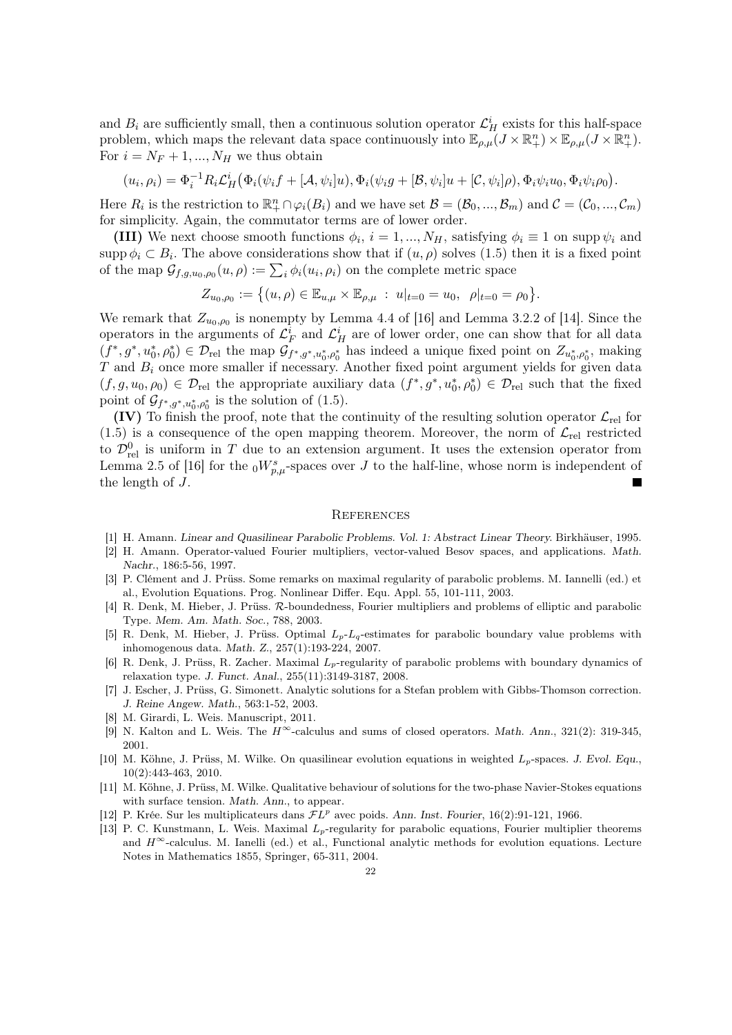and $B_i$ are sufficiently small, then a continuous solution operator $\mathcal{L}_H^i$ exists for this half-space problem, which maps the relevant data space continuously into $\mathbb{E}_{\rho,\mu}(J \times \mathbb{R}^n_+) \times \mathbb{E}_{\rho,\mu}(J \times \mathbb{R}^n_+)$. For $i = N_F + 1, ..., N_H$ we thus obtain

$$(u_i, \rho_i) = \Phi_i^{-1} R_i \mathcal{L}_H^i\big(\Phi_i(\psi_i f + [\mathcal{A}, \psi_i]u), \Phi_i(\psi_i g + [\mathcal{B}, \psi_i]u + [\mathcal{C}, \psi_i]\rho), \Phi_i \psi_i u_0, \Phi_i \psi_i \rho_0\big).$$

Here $R_i$ is the restriction to $\mathbb{R}^n_+ \cap \varphi_i(B_i)$ and we have set $\mathcal{B} = (\mathcal{B}_0, ..., \mathcal{B}_m)$ and $\mathcal{C} = (\mathcal{C}_0, ..., \mathcal{C}_m)$ for simplicity. Again, the commutator terms are of lower order.

**(III)** We next choose smooth functions $\phi_i$, $i = 1, ..., N_H$, satisfying $\phi_i \equiv 1$ on $\operatorname{supp} \psi_i$ and $\operatorname{supp} \phi_i \subset B_i$. The above considerations show that if $(u, \rho)$ solves (1.5) then it is a fixed point of the map $\mathcal{G}_{f,g,u_0,\rho_0}(u, \rho) := \sum_i \phi_i(u_i, \rho_i)$ on the complete metric space

$$Z_{u_0,\rho_0} := \big\{(u, \rho) \in \mathbb{E}_{u,\mu} \times \mathbb{E}_{\rho,\mu} \;:\; u|_{t=0} = u_0, \;\; \rho|_{t=0} = \rho_0\big\}.$$

We remark that $Z_{u_0,\rho_0}$ is nonempty by Lemma 4.4 of [16] and Lemma 3.2.2 of [14]. Since the operators in the arguments of $\mathcal{L}_F^i$ and $\mathcal{L}_H^i$ are of lower order, one can show that for all data $(f^*, g^*, u_0^*, \rho_0^*) \in \mathcal{D}_{\rm rel}$ the map $\mathcal{G}_{f^*,g^*,u_0^*,\rho_0^*}$ has indeed a unique fixed point on $Z_{u_0^*,\rho_0^*}$, making $T$ and $B_i$ once more smaller if necessary. Another fixed point argument yields for given data $(f, g, u_0, \rho_0) \in \mathcal{D}_{\rm rel}$ the appropriate auxiliary data $(f^*, g^*, u_0^*, \rho_0^*) \in \mathcal{D}_{\rm rel}$ such that the fixed point of $\mathcal{G}_{f^*,g^*,u_0^*,\rho_0^*}$ is the solution of (1.5).

**(IV)** To finish the proof, note that the continuity of the resulting solution operator $\mathcal{L}_{\rm rel}$ for (1.5) is a consequence of the open mapping theorem. Moreover, the norm of $\mathcal{L}_{\rm rel}$ restricted to $\mathcal{D}^0_{\rm rel}$ is uniform in $T$ due to an extension argument. It uses the extension operator from Lemma 2.5 of [16] for the ${}_0W^s_{p,\mu}$-spaces over $J$ to the half-line, whose norm is independent of the length of $J$. ■

## References

[1] H. Amann. *Linear and Quasilinear Parabolic Problems. Vol. 1: Abstract Linear Theory.* Birkhäuser, 1995.

[2] H. Amann. Operator-valued Fourier multipliers, vector-valued Besov spaces, and applications. *Math. Nachr.*, 186:5-56, 1997.

[3] P. Clément and J. Prüss. Some remarks on maximal regularity of parabolic problems. M. Iannelli (ed.) et al., Evolution Equations. Prog. Nonlinear Differ. Equ. Appl. 55, 101-111, 2003.

[4] R. Denk, M. Hieber, J. Prüss. $\mathcal{R}$-boundedness, Fourier multipliers and problems of elliptic and parabolic Type. *Mem. Am. Math. Soc.*, 788, 2003.

[5] R. Denk, M. Hieber, J. Prüss. Optimal $L_p$-$L_q$-estimates for parabolic boundary value problems with inhomogenous data. *Math. Z.*, 257(1):193-224, 2007.

[6] R. Denk, J. Prüss, R. Zacher. Maximal $L_p$-regularity of parabolic problems with boundary dynamics of relaxation type. *J. Funct. Anal.*, 255(11):3149-3187, 2008.

[7] J. Escher, J. Prüss, G. Simonett. Analytic solutions for a Stefan problem with Gibbs-Thomson correction. *J. Reine Angew. Math.*, 563:1-52, 2003.

[8] M. Girardi, L. Weis. Manuscript, 2011.

[9] N. Kalton and L. Weis. The $H^\infty$-calculus and sums of closed operators. *Math. Ann.*, 321(2): 319-345, 2001.

[10] M. Köhne, J. Prüss, M. Wilke. On quasilinear evolution equations in weighted $L_p$-spaces. *J. Evol. Equ.*, 10(2):443-463, 2010.

[11] M. Köhne, J. Prüss, M. Wilke. Qualitative behaviour of solutions for the two-phase Navier-Stokes equations with surface tension. *Math. Ann.*, to appear.

[12] P. Krée. Sur les multiplicateurs dans $\mathcal{F}L^p$ avec poids. *Ann. Inst. Fourier*, 16(2):91-121, 1966.

[13] P. C. Kunstmann, L. Weis. Maximal $L_p$-regularity for parabolic equations, Fourier multiplier theorems and $H^\infty$-calculus. M. Ianelli (ed.) et al., Functional analytic methods for evolution equations. Lecture Notes in Mathematics 1855, Springer, 65-311, 2004.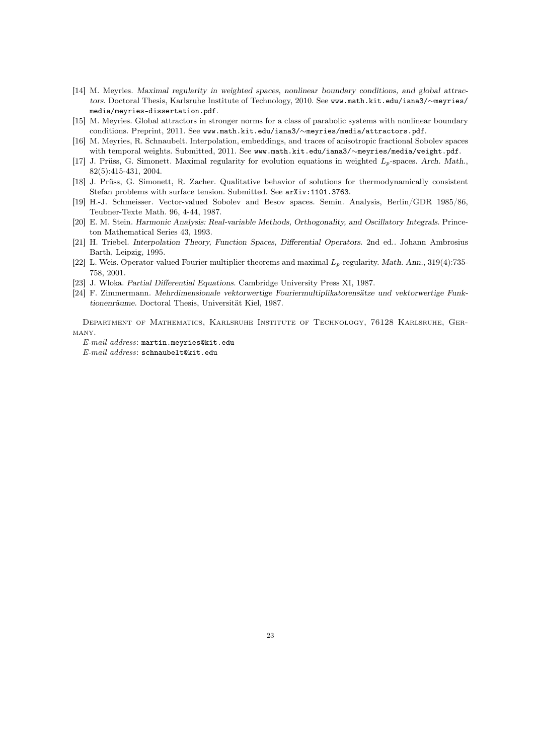[14] M. Meyries. *Maximal regularity in weighted spaces, nonlinear boundary conditions, and global attractors*. Doctoral Thesis, Karlsruhe Institute of Technology, 2010. See www.math.kit.edu/iana3/∼meyries/media/meyries-dissertation.pdf.

[15] M. Meyries. Global attractors in stronger norms for a class of parabolic systems with nonlinear boundary conditions. Preprint, 2011. See www.math.kit.edu/iana3/∼meyries/media/attractors.pdf.

[16] M. Meyries, R. Schnaubelt. Interpolation, embeddings, and traces of anisotropic fractional Sobolev spaces with temporal weights. Submitted, 2011. See www.math.kit.edu/iana3/∼meyries/media/weight.pdf.

[17] J. Prüss, G. Simonett. Maximal regularity for evolution equations in weighted $L_p$-spaces. *Arch. Math.*, 82(5):415-431, 2004.

[18] J. Prüss, G. Simonett, R. Zacher. Qualitative behavior of solutions for thermodynamically consistent Stefan problems with surface tension. Submitted. See arXiv:1101.3763.

[19] H.-J. Schmeisser. Vector-valued Sobolev and Besov spaces. Semin. Analysis, Berlin/GDR 1985/86, Teubner-Texte Math. 96, 4-44, 1987.

[20] E. M. Stein. *Harmonic Analysis: Real-variable Methods, Orthogonality, and Oscillatory Integrals*. Princeton Mathematical Series 43, 1993.

[21] H. Triebel. *Interpolation Theory, Function Spaces, Differential Operators*. 2nd ed.. Johann Ambrosius Barth, Leipzig, 1995.

[22] L. Weis. Operator-valued Fourier multiplier theorems and maximal $L_p$-regularity. *Math. Ann.*, 319(4):735-758, 2001.

[23] J. Wloka. *Partial Differential Equations*. Cambridge University Press XI, 1987.

[24] F. Zimmermann. *Mehrdimensionale vektorwertige Fouriermultiplikatorensätze und vektorwertige Funktionenräume*. Doctoral Thesis, Universität Kiel, 1987.

Department of Mathematics, Karlsruhe Institute of Technology, 76128 Karlsruhe, Germany.

*E-mail address*: martin.meyries@kit.edu

*E-mail address*: schnaubelt@kit.edu